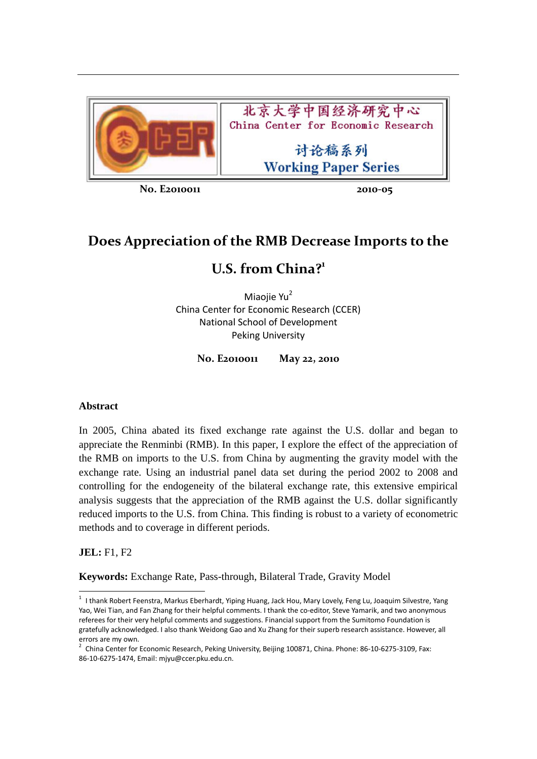北京大学中国经济研究中心
China Center for Economic Research

讨论稿系列
Working Paper Series

**No. E2010011** **2010-05**

# Does Appreciation of the RMB Decrease Imports to the U.S. from China?[1]

Miaojie Yu[2]
China Center for Economic Research (CCER)
National School of Development
Peking University

**No. E2010011** **May 22, 2010**

### Abstract

In 2005, China abated its fixed exchange rate against the U.S. dollar and began to appreciate the Renminbi (RMB). In this paper, I explore the effect of the appreciation of the RMB on imports to the U.S. from China by augmenting the gravity model with the exchange rate. Using an industrial panel data set during the period 2002 to 2008 and controlling for the endogeneity of the bilateral exchange rate, this extensive empirical analysis suggests that the appreciation of the RMB against the U.S. dollar significantly reduced imports to the U.S. from China. This finding is robust to a variety of econometric methods and to coverage in different periods.

**JEL:** F1, F2

**Keywords:** Exchange Rate, Pass-through, Bilateral Trade, Gravity Model

---

[1] I thank Robert Feenstra, Markus Eberhardt, Yiping Huang, Jack Hou, Mary Lovely, Feng Lu, Joaquim Silvestre, Yang Yao, Wei Tian, and Fan Zhang for their helpful comments. I thank the co-editor, Steve Yamarik, and two anonymous referees for their very helpful comments and suggestions. Financial support from the Sumitomo Foundation is gratefully acknowledged. I also thank Weidong Gao and Xu Zhang for their superb research assistance. However, all errors are my own.

[2] China Center for Economic Research, Peking University, Beijing 100871, China. Phone: 86-10-6275-3109, Fax: 86-10-6275-1474, Email: mjyu@ccer.pku.edu.cn.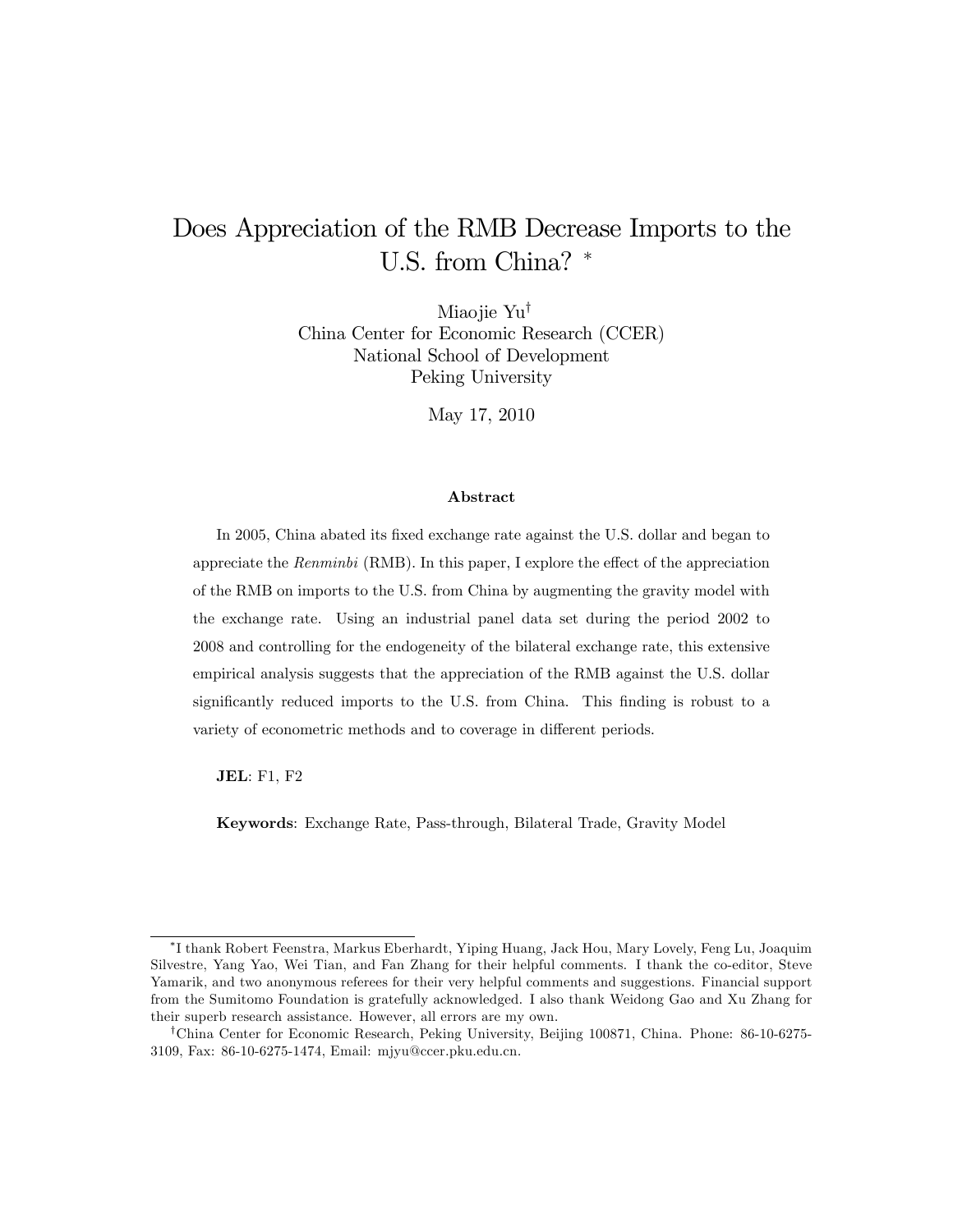# Does Appreciation of the RMB Decrease Imports to the U.S. from China? [*]

Miaojie Yu[†]
China Center for Economic Research (CCER)
National School of Development
Peking University

May 17, 2010

### Abstract

In 2005, China abated its fixed exchange rate against the U.S. dollar and began to appreciate the *Renminbi* (RMB). In this paper, I explore the effect of the appreciation of the RMB on imports to the U.S. from China by augmenting the gravity model with the exchange rate. Using an industrial panel data set during the period 2002 to 2008 and controlling for the endogeneity of the bilateral exchange rate, this extensive empirical analysis suggests that the appreciation of the RMB against the U.S. dollar significantly reduced imports to the U.S. from China. This finding is robust to a variety of econometric methods and to coverage in different periods.

**JEL**: F1, F2

**Keywords**: Exchange Rate, Pass-through, Bilateral Trade, Gravity Model

---

[*] I thank Robert Feenstra, Markus Eberhardt, Yiping Huang, Jack Hou, Mary Lovely, Feng Lu, Joaquim Silvestre, Yang Yao, Wei Tian, and Fan Zhang for their helpful comments. I thank the co-editor, Steve Yamarik, and two anonymous referees for their very helpful comments and suggestions. Financial support from the Sumitomo Foundation is gratefully acknowledged. I also thank Weidong Gao and Xu Zhang for their superb research assistance. However, all errors are my own.

[†] China Center for Economic Research, Peking University, Beijing 100871, China. Phone: 86-10-6275-3109, Fax: 86-10-6275-1474, Email: mjyu@ccer.pku.edu.cn.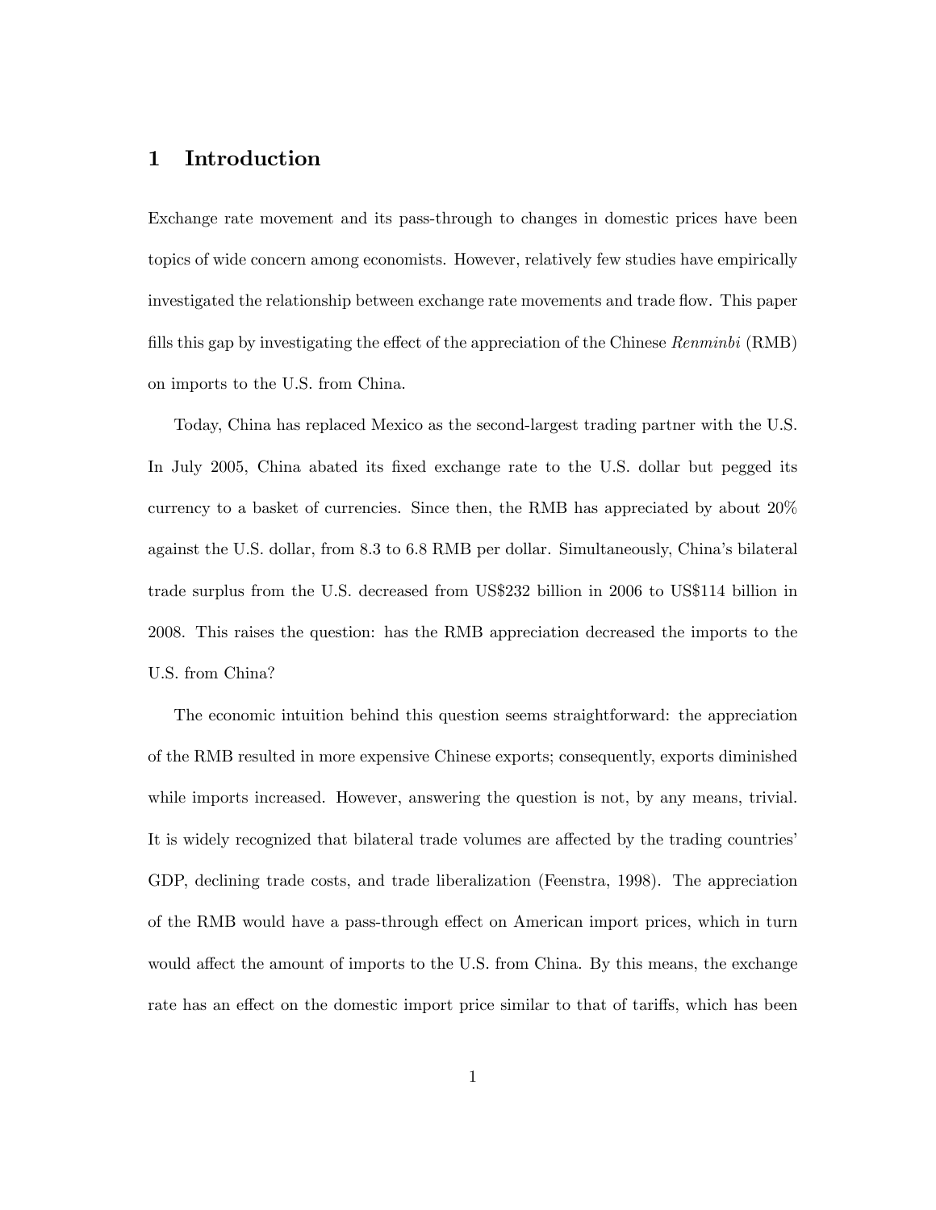# 1 Introduction

Exchange rate movement and its pass-through to changes in domestic prices have been topics of wide concern among economists. However, relatively few studies have empirically investigated the relationship between exchange rate movements and trade flow. This paper fills this gap by investigating the effect of the appreciation of the Chinese *Renminbi* (RMB) on imports to the U.S. from China.

Today, China has replaced Mexico as the second-largest trading partner with the U.S. In July 2005, China abated its fixed exchange rate to the U.S. dollar but pegged its currency to a basket of currencies. Since then, the RMB has appreciated by about 20% against the U.S. dollar, from 8.3 to 6.8 RMB per dollar. Simultaneously, China's bilateral trade surplus from the U.S. decreased from US$232 billion in 2006 to US$114 billion in 2008. This raises the question: has the RMB appreciation decreased the imports to the U.S. from China?

The economic intuition behind this question seems straightforward: the appreciation of the RMB resulted in more expensive Chinese exports; consequently, exports diminished while imports increased. However, answering the question is not, by any means, trivial. It is widely recognized that bilateral trade volumes are affected by the trading countries' GDP, declining trade costs, and trade liberalization (Feenstra, 1998). The appreciation of the RMB would have a pass-through effect on American import prices, which in turn would affect the amount of imports to the U.S. from China. By this means, the exchange rate has an effect on the domestic import price similar to that of tariffs, which has been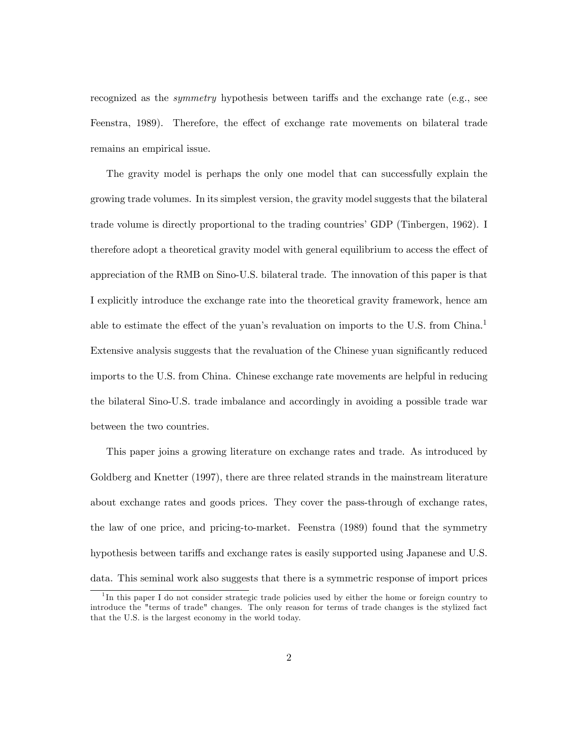recognized as the *symmetry* hypothesis between tariffs and the exchange rate (e.g., see Feenstra, 1989). Therefore, the effect of exchange rate movements on bilateral trade remains an empirical issue.

The gravity model is perhaps the only one model that can successfully explain the growing trade volumes. In its simplest version, the gravity model suggests that the bilateral trade volume is directly proportional to the trading countries' GDP (Tinbergen, 1962). I therefore adopt a theoretical gravity model with general equilibrium to access the effect of appreciation of the RMB on Sino-U.S. bilateral trade. The innovation of this paper is that I explicitly introduce the exchange rate into the theoretical gravity framework, hence am able to estimate the effect of the yuan's revaluation on imports to the U.S. from China.[1] Extensive analysis suggests that the revaluation of the Chinese yuan significantly reduced imports to the U.S. from China. Chinese exchange rate movements are helpful in reducing the bilateral Sino-U.S. trade imbalance and accordingly in avoiding a possible trade war between the two countries.

This paper joins a growing literature on exchange rates and trade. As introduced by Goldberg and Knetter (1997), there are three related strands in the mainstream literature about exchange rates and goods prices. They cover the pass-through of exchange rates, the law of one price, and pricing-to-market. Feenstra (1989) found that the symmetry hypothesis between tariffs and exchange rates is easily supported using Japanese and U.S. data. This seminal work also suggests that there is a symmetric response of import prices

[1] In this paper I do not consider strategic trade policies used by either the home or foreign country to introduce the "terms of trade" changes. The only reason for terms of trade changes is the stylized fact that the U.S. is the largest economy in the world today.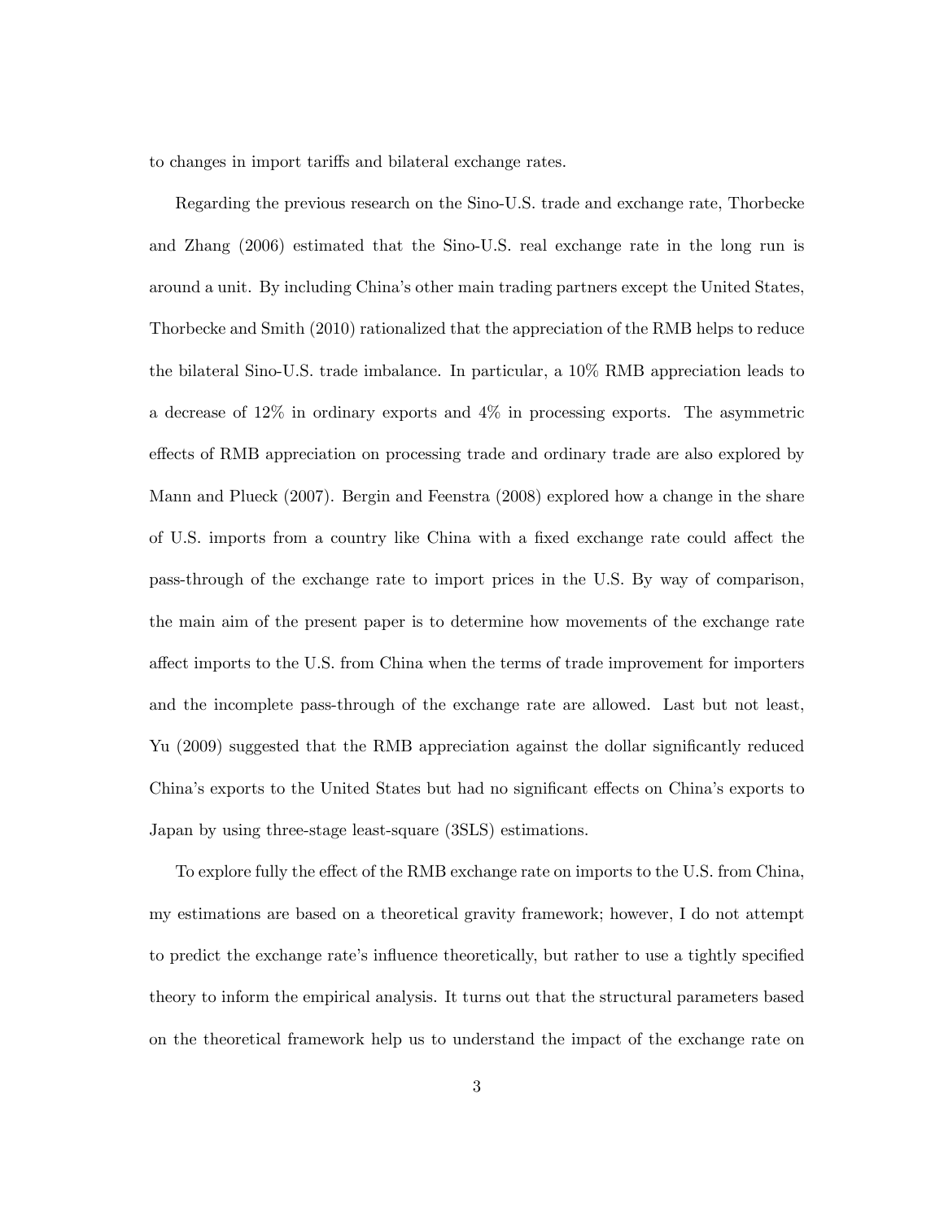to changes in import tariffs and bilateral exchange rates.

Regarding the previous research on the Sino-U.S. trade and exchange rate, Thorbecke and Zhang (2006) estimated that the Sino-U.S. real exchange rate in the long run is around a unit. By including China's other main trading partners except the United States, Thorbecke and Smith (2010) rationalized that the appreciation of the RMB helps to reduce the bilateral Sino-U.S. trade imbalance. In particular, a 10% RMB appreciation leads to a decrease of 12% in ordinary exports and 4% in processing exports. The asymmetric effects of RMB appreciation on processing trade and ordinary trade are also explored by Mann and Plueck (2007). Bergin and Feenstra (2008) explored how a change in the share of U.S. imports from a country like China with a fixed exchange rate could affect the pass-through of the exchange rate to import prices in the U.S. By way of comparison, the main aim of the present paper is to determine how movements of the exchange rate affect imports to the U.S. from China when the terms of trade improvement for importers and the incomplete pass-through of the exchange rate are allowed. Last but not least, Yu (2009) suggested that the RMB appreciation against the dollar significantly reduced China's exports to the United States but had no significant effects on China's exports to Japan by using three-stage least-square (3SLS) estimations.

To explore fully the effect of the RMB exchange rate on imports to the U.S. from China, my estimations are based on a theoretical gravity framework; however, I do not attempt to predict the exchange rate's influence theoretically, but rather to use a tightly specified theory to inform the empirical analysis. It turns out that the structural parameters based on the theoretical framework help us to understand the impact of the exchange rate on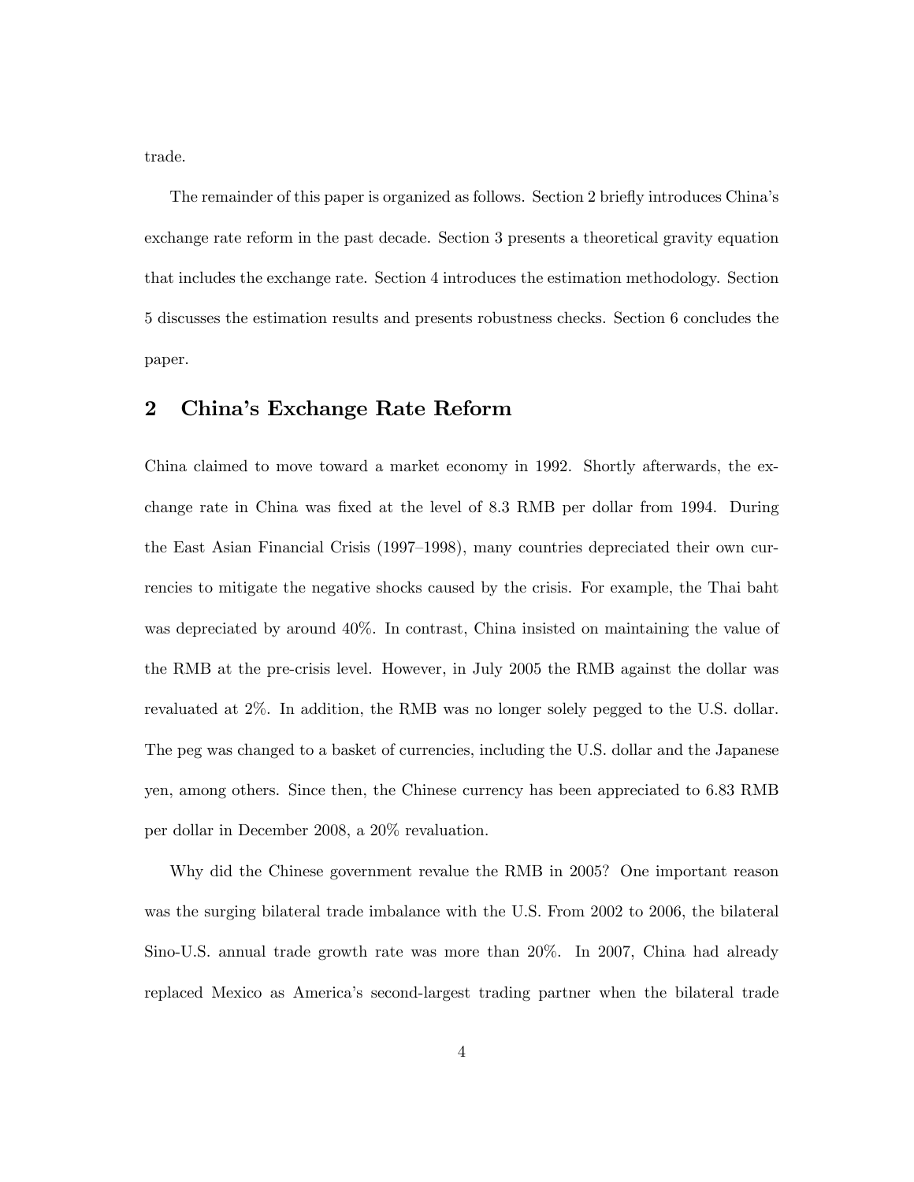trade.

The remainder of this paper is organized as follows. Section 2 briefly introduces China's exchange rate reform in the past decade. Section 3 presents a theoretical gravity equation that includes the exchange rate. Section 4 introduces the estimation methodology. Section 5 discusses the estimation results and presents robustness checks. Section 6 concludes the paper.

## 2 China's Exchange Rate Reform

China claimed to move toward a market economy in 1992. Shortly afterwards, the exchange rate in China was fixed at the level of 8.3 RMB per dollar from 1994. During the East Asian Financial Crisis (1997–1998), many countries depreciated their own currencies to mitigate the negative shocks caused by the crisis. For example, the Thai baht was depreciated by around 40%. In contrast, China insisted on maintaining the value of the RMB at the pre-crisis level. However, in July 2005 the RMB against the dollar was revaluated at 2%. In addition, the RMB was no longer solely pegged to the U.S. dollar. The peg was changed to a basket of currencies, including the U.S. dollar and the Japanese yen, among others. Since then, the Chinese currency has been appreciated to 6.83 RMB per dollar in December 2008, a 20% revaluation.

Why did the Chinese government revalue the RMB in 2005? One important reason was the surging bilateral trade imbalance with the U.S. From 2002 to 2006, the bilateral Sino-U.S. annual trade growth rate was more than 20%. In 2007, China had already replaced Mexico as America's second-largest trading partner when the bilateral trade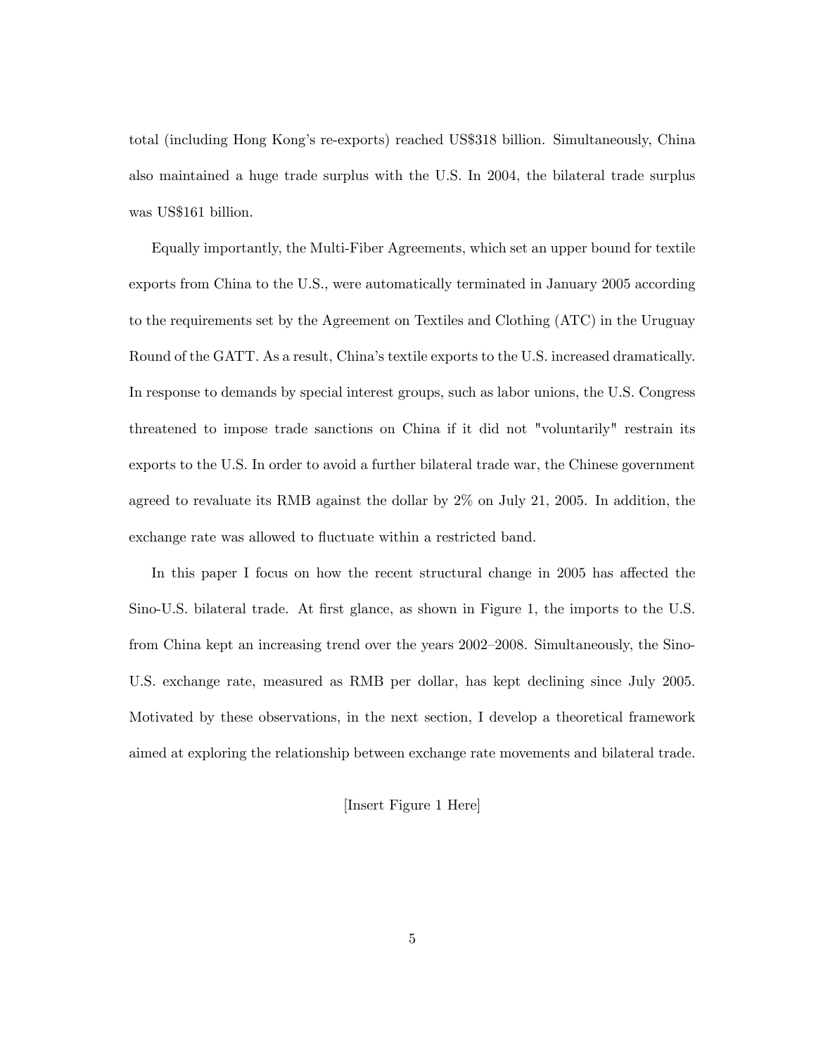total (including Hong Kong's re-exports) reached US$318 billion. Simultaneously, China also maintained a huge trade surplus with the U.S. In 2004, the bilateral trade surplus was US$161 billion.

Equally importantly, the Multi-Fiber Agreements, which set an upper bound for textile exports from China to the U.S., were automatically terminated in January 2005 according to the requirements set by the Agreement on Textiles and Clothing (ATC) in the Uruguay Round of the GATT. As a result, China's textile exports to the U.S. increased dramatically. In response to demands by special interest groups, such as labor unions, the U.S. Congress threatened to impose trade sanctions on China if it did not "voluntarily" restrain its exports to the U.S. In order to avoid a further bilateral trade war, the Chinese government agreed to revaluate its RMB against the dollar by 2% on July 21, 2005. In addition, the exchange rate was allowed to fluctuate within a restricted band.

In this paper I focus on how the recent structural change in 2005 has affected the Sino-U.S. bilateral trade. At first glance, as shown in Figure 1, the imports to the U.S. from China kept an increasing trend over the years 2002–2008. Simultaneously, the Sino-U.S. exchange rate, measured as RMB per dollar, has kept declining since July 2005. Motivated by these observations, in the next section, I develop a theoretical framework aimed at exploring the relationship between exchange rate movements and bilateral trade.

[Insert Figure 1 Here]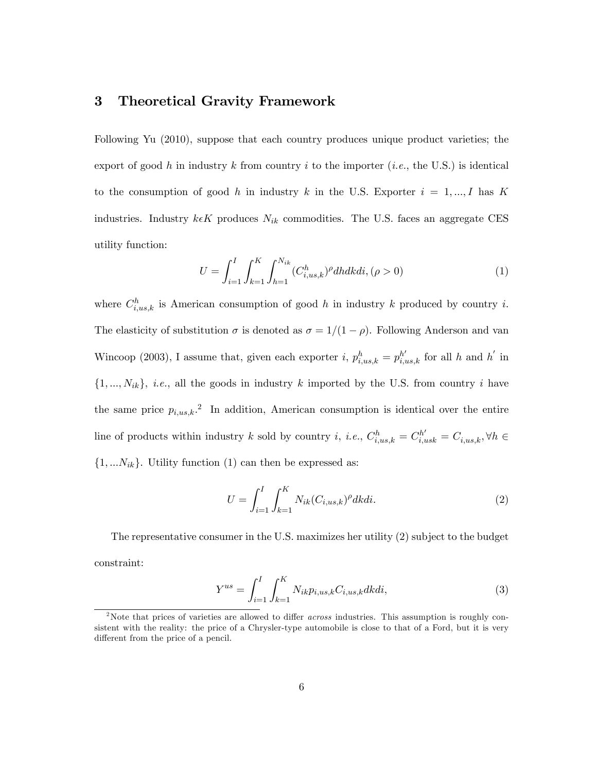## 3 Theoretical Gravity Framework

Following Yu (2010), suppose that each country produces unique product varieties; the export of good $h$ in industry $k$ from country $i$ to the importer (*i.e.*, the U.S.) is identical to the consumption of good $h$ in industry $k$ in the U.S. Exporter $i = 1, ..., I$ has $K$ industries. Industry $k \epsilon K$ produces $N_{ik}$ commodities. The U.S. faces an aggregate CES utility function:

$$U = \int_{i=1}^{I} \int_{k=1}^{K} \int_{h=1}^{N_{ik}} (C_{i,us,k}^{h})^{\rho} dh dk di, (\rho > 0) \tag{1}$$

where $C_{i,us,k}^{h}$ is American consumption of good $h$ in industry $k$ produced by country $i$. The elasticity of substitution $\sigma$ is denoted as $\sigma = 1/(1-\rho)$. Following Anderson and van Wincoop (2003), I assume that, given each exporter $i$, $p_{i,us,k}^{h} = p_{i,us,k}^{h'}$ for all $h$ and $h'$ in $\{1, ..., N_{ik}\}$, *i.e.*, all the goods in industry $k$ imported by the U.S. from country $i$ have the same price $p_{i,us,k}$.[2] In addition, American consumption is identical over the entire line of products within industry $k$ sold by country $i$, *i.e.*, $C_{i,us,k}^{h} = C_{i,usk}^{h'} = C_{i,us,k}, \forall h \in \{1, ...N_{ik}\}$. Utility function (1) can then be expressed as:

$$U = \int_{i=1}^{I} \int_{k=1}^{K} N_{ik} (C_{i,us,k})^{\rho} dk di. \tag{2}$$

The representative consumer in the U.S. maximizes her utility (2) subject to the budget constraint:

$$Y^{us} = \int_{i=1}^{I} \int_{k=1}^{K} N_{ik} p_{i,us,k} C_{i,us,k} dk di, \tag{3}$$

[2] Note that prices of varieties are allowed to differ *across* industries. This assumption is roughly consistent with the reality: the price of a Chrysler-type automobile is close to that of a Ford, but it is very different from the price of a pencil.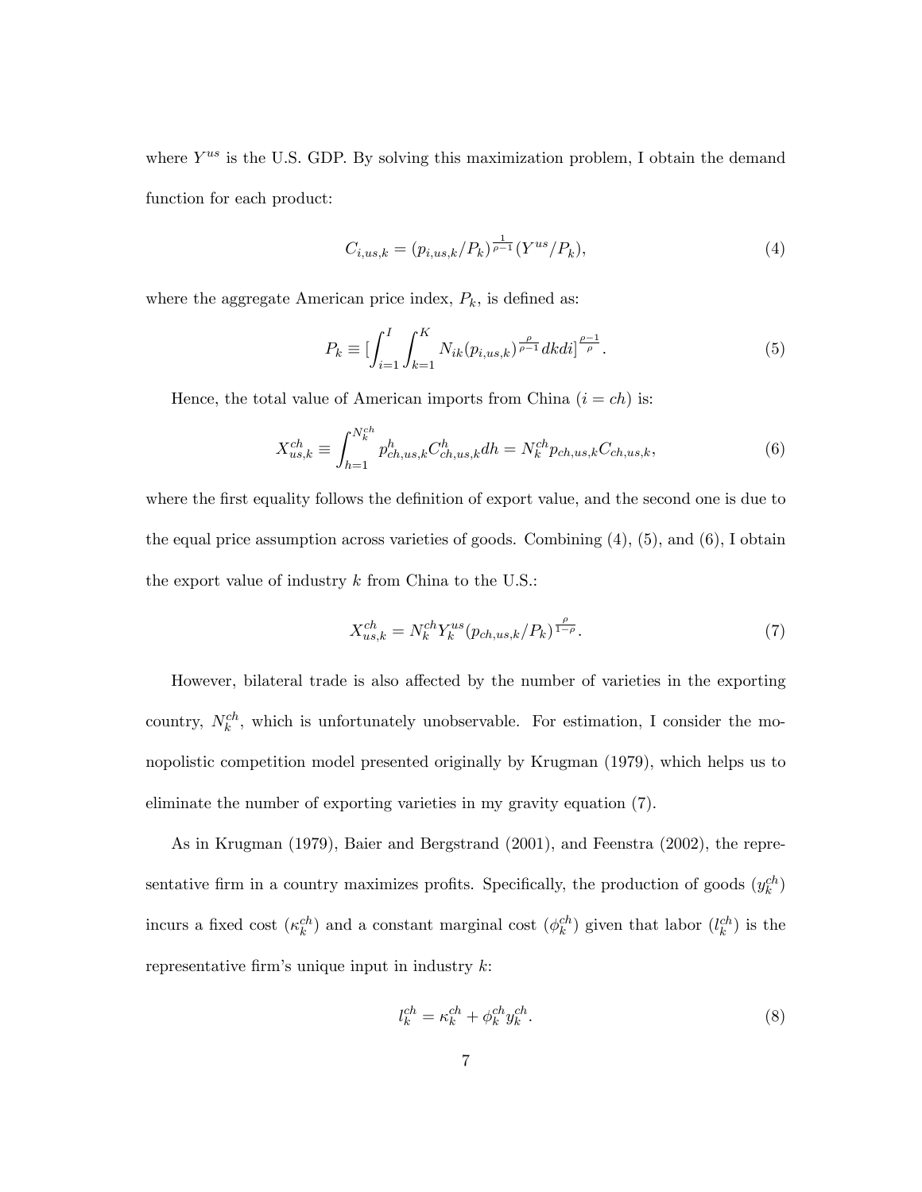where $Y^{us}$ is the U.S. GDP. By solving this maximization problem, I obtain the demand function for each product:

$$C_{i,us,k} = (p_{i,us,k}/P_k)^{\frac{1}{\rho-1}}(Y^{us}/P_k), \tag{4}$$

where the aggregate American price index, $P_k$, is defined as:

$$P_k \equiv [\int_{i=1}^{I}\int_{k=1}^{K} N_{ik}(p_{i,us,k})^{\frac{\rho}{\rho-1}}dkdi]^{\frac{\rho-1}{\rho}}. \tag{5}$$

Hence, the total value of American imports from China ($i = ch$) is:

$$X_{us,k}^{ch} \equiv \int_{h=1}^{N_k^{ch}} p_{ch,us,k}^{h} C_{ch,us,k}^{h} dh = N_k^{ch} p_{ch,us,k} C_{ch,us,k}, \tag{6}$$

where the first equality follows the definition of export value, and the second one is due to the equal price assumption across varieties of goods. Combining (4), (5), and (6), I obtain the export value of industry $k$ from China to the U.S.:

$$X_{us,k}^{ch} = N_k^{ch} Y_k^{us} (p_{ch,us,k}/P_k)^{\frac{\rho}{1-\rho}}. \tag{7}$$

However, bilateral trade is also affected by the number of varieties in the exporting country, $N_k^{ch}$, which is unfortunately unobservable. For estimation, I consider the monopolistic competition model presented originally by Krugman (1979), which helps us to eliminate the number of exporting varieties in my gravity equation (7).

As in Krugman (1979), Baier and Bergstrand (2001), and Feenstra (2002), the representative firm in a country maximizes profits. Specifically, the production of goods ($y_k^{ch}$) incurs a fixed cost ($\kappa_k^{ch}$) and a constant marginal cost ($\phi_k^{ch}$) given that labor ($l_k^{ch}$) is the representative firm's unique input in industry $k$:

$$l_k^{ch} = \kappa_k^{ch} + \phi_k^{ch} y_k^{ch}. \tag{8}$$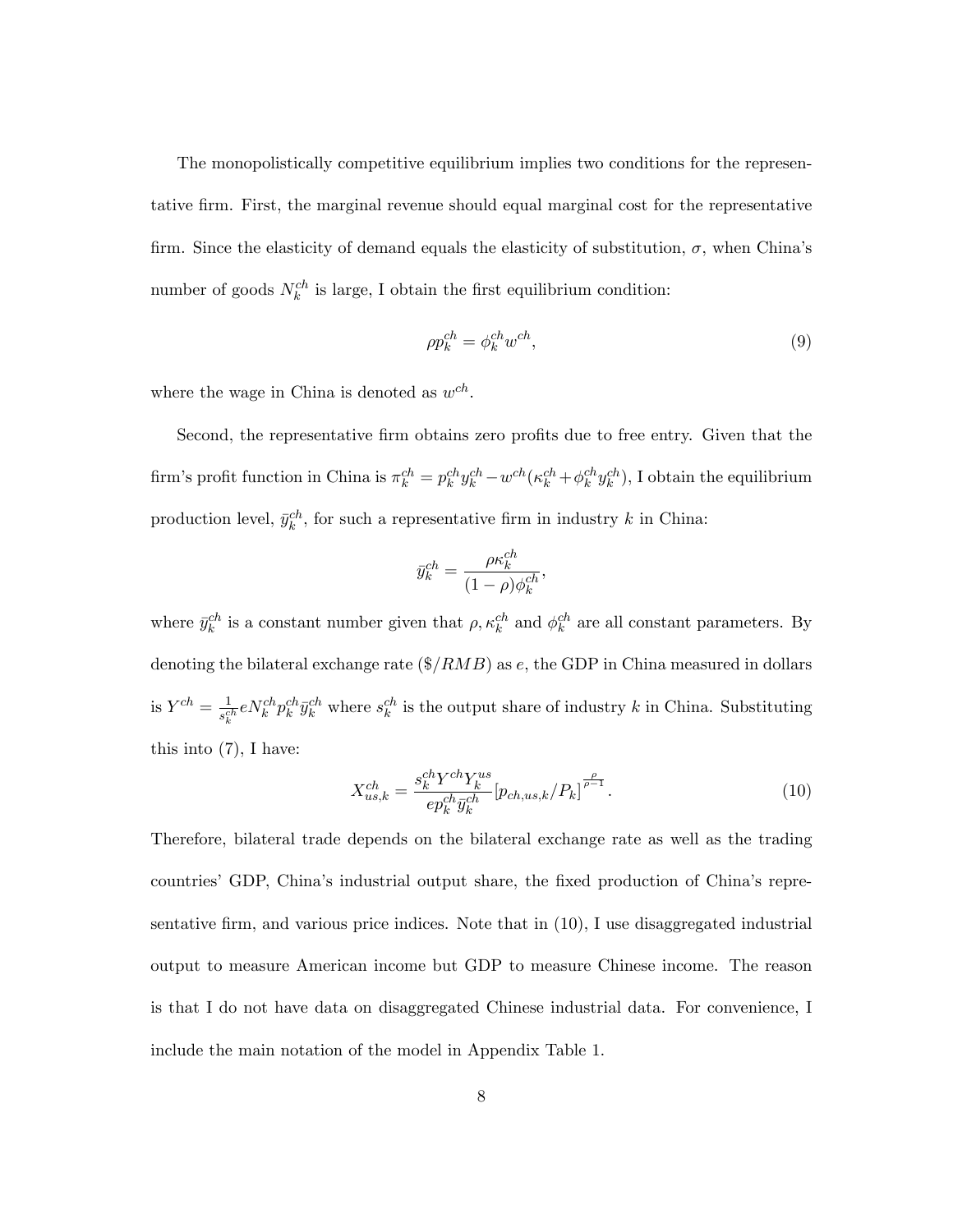The monopolistically competitive equilibrium implies two conditions for the representative firm. First, the marginal revenue should equal marginal cost for the representative firm. Since the elasticity of demand equals the elasticity of substitution, $\sigma$, when China's number of goods $N_k^{ch}$ is large, I obtain the first equilibrium condition:

$$\rho p_k^{ch} = \phi_k^{ch} w^{ch}, \tag{9}$$

where the wage in China is denoted as $w^{ch}$.

Second, the representative firm obtains zero profits due to free entry. Given that the firm's profit function in China is $\pi_k^{ch} = p_k^{ch} y_k^{ch} - w^{ch}(\kappa_k^{ch} + \phi_k^{ch} y_k^{ch})$, I obtain the equilibrium production level, $\bar{y}_k^{ch}$, for such a representative firm in industry $k$ in China:

$$\bar{y}_k^{ch} = \frac{\rho \kappa_k^{ch}}{(1-\rho)\phi_k^{ch}},$$

where $\bar{y}_k^{ch}$ is a constant number given that $\rho, \kappa_k^{ch}$ and $\phi_k^{ch}$ are all constant parameters. By denoting the bilateral exchange rate ($\$/RMB$) as $e$, the GDP in China measured in dollars is $Y^{ch} = \frac{1}{s_k^{ch}} e N_k^{ch} p_k^{ch} \bar{y}_k^{ch}$ where $s_k^{ch}$ is the output share of industry $k$ in China. Substituting this into (7), I have:

$$X_{us,k}^{ch} = \frac{s_k^{ch} Y^{ch} Y_k^{us}}{e p_k^{ch} \bar{y}_k^{ch}} \left[ p_{ch,us,k} / P_k \right]^{\frac{\rho}{\rho - 1}}. \tag{10}$$

Therefore, bilateral trade depends on the bilateral exchange rate as well as the trading countries' GDP, China's industrial output share, the fixed production of China's representative firm, and various price indices. Note that in (10), I use disaggregated industrial output to measure American income but GDP to measure Chinese income. The reason is that I do not have data on disaggregated Chinese industrial data. For convenience, I include the main notation of the model in Appendix Table 1.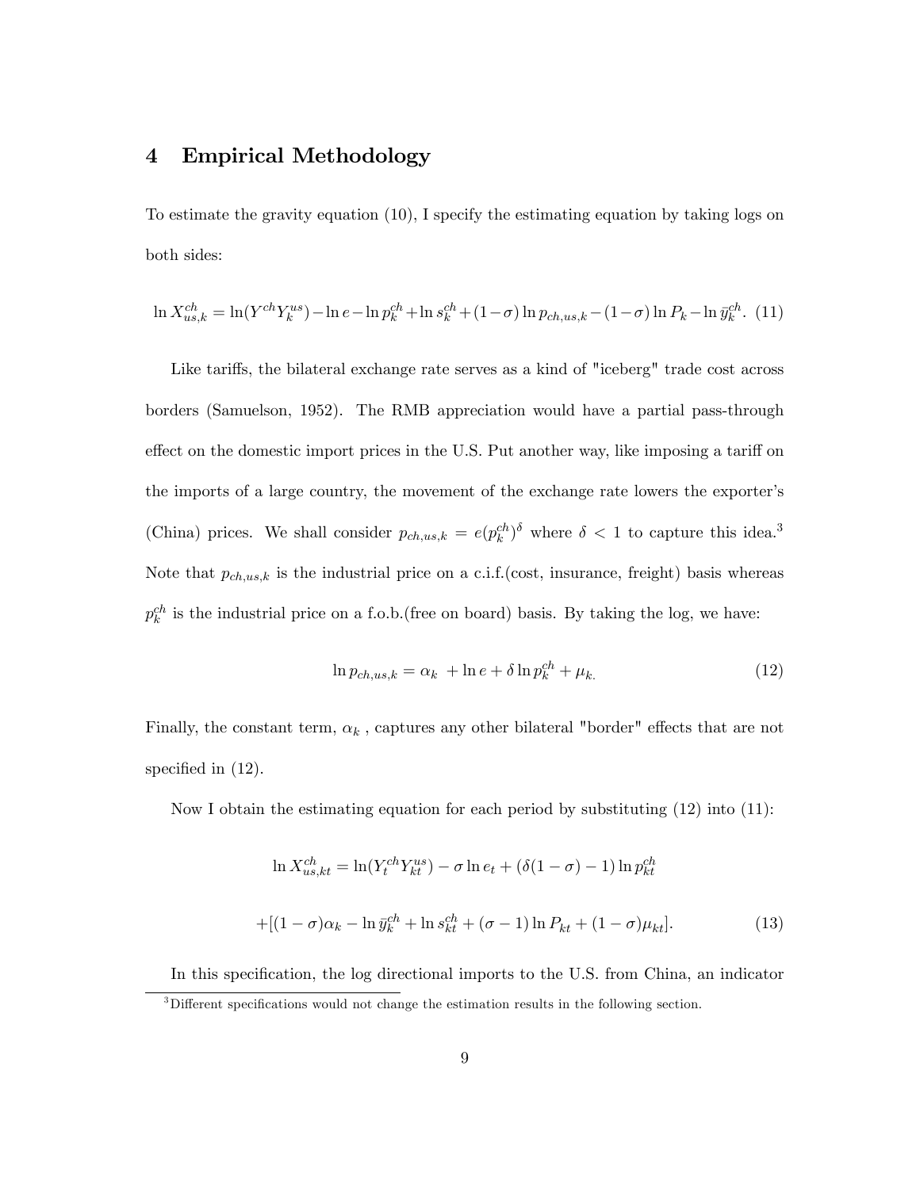## 4 Empirical Methodology

To estimate the gravity equation (10), I specify the estimating equation by taking logs on both sides:

$$\ln X_{us,k}^{ch} = \ln(Y^{ch}Y_k^{us}) - \ln e - \ln p_k^{ch} + \ln s_k^{ch} + (1-\sigma)\ln p_{ch,us,k} - (1-\sigma)\ln P_k - \ln \bar{y}_k^{ch}. \quad (11)$$

Like tariffs, the bilateral exchange rate serves as a kind of "iceberg" trade cost across borders (Samuelson, 1952). The RMB appreciation would have a partial pass-through effect on the domestic import prices in the U.S. Put another way, like imposing a tariff on the imports of a large country, the movement of the exchange rate lowers the exporter's (China) prices. We shall consider $p_{ch,us,k} = e(p_k^{ch})^{\delta}$ where $\delta < 1$ to capture this idea.[3] Note that $p_{ch,us,k}$ is the industrial price on a c.i.f.(cost, insurance, freight) basis whereas $p_k^{ch}$ is the industrial price on a f.o.b.(free on board) basis. By taking the log, we have:

$$\ln p_{ch,us,k} = \alpha_k + \ln e + \delta \ln p_k^{ch} + \mu_{k.} \quad (12)$$

Finally, the constant term, $\alpha_k$ , captures any other bilateral "border" effects that are not specified in (12).

Now I obtain the estimating equation for each period by substituting (12) into (11):

$$\ln X_{us,kt}^{ch} = \ln(Y_t^{ch}Y_{kt}^{us}) - \sigma \ln e_t + (\delta(1-\sigma) - 1)\ln p_{kt}^{ch}$$

$$+[(1-\sigma)\alpha_k - \ln \bar{y}_k^{ch} + \ln s_{kt}^{ch} + (\sigma - 1)\ln P_{kt} + (1-\sigma)\mu_{kt}]. \quad (13)$$

In this specification, the log directional imports to the U.S. from China, an indicator

[3] Different specifications would not change the estimation results in the following section.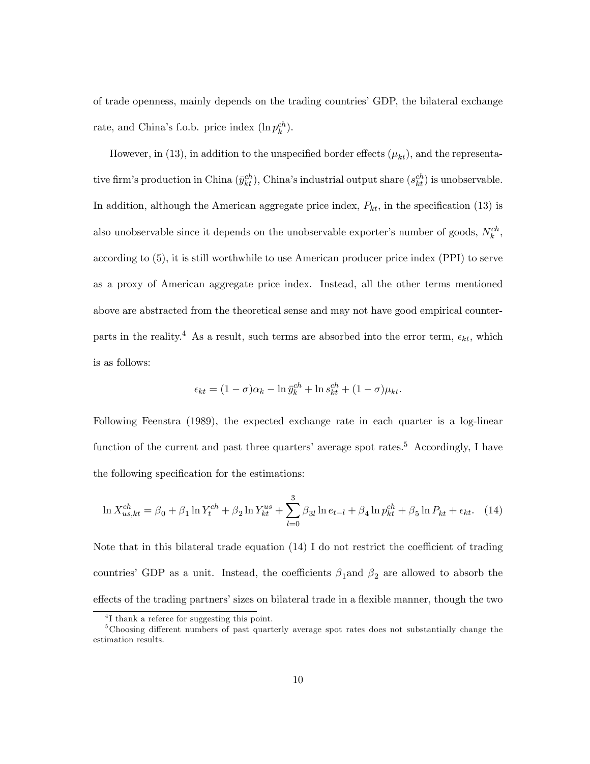of trade openness, mainly depends on the trading countries' GDP, the bilateral exchange rate, and China's f.o.b. price index ($\ln p_k^{ch}$).

However, in (13), in addition to the unspecified border effects ($\mu_{kt}$), and the representative firm's production in China ($\bar{y}_{kt}^{ch}$), China's industrial output share ($s_{kt}^{ch}$) is unobservable. In addition, although the American aggregate price index, $P_{kt}$, in the specification (13) is also unobservable since it depends on the unobservable exporter's number of goods, $N_k^{ch}$, according to (5), it is still worthwhile to use American producer price index (PPI) to serve as a proxy of American aggregate price index. Instead, all the other terms mentioned above are abstracted from the theoretical sense and may not have good empirical counterparts in the reality.[4] As a result, such terms are absorbed into the error term, $\epsilon_{kt}$, which is as follows:

$$\epsilon_{kt} = (1-\sigma)\alpha_k - \ln \bar{y}_k^{ch} + \ln s_{kt}^{ch} + (1-\sigma)\mu_{kt}.$$

Following Feenstra (1989), the expected exchange rate in each quarter is a log-linear function of the current and past three quarters' average spot rates.[5] Accordingly, I have the following specification for the estimations:

$$\ln X_{us,kt}^{ch} = \beta_0 + \beta_1 \ln Y_t^{ch} + \beta_2 \ln Y_{kt}^{us} + \sum_{l=0}^{3} \beta_{3l} \ln e_{t-l} + \beta_4 \ln p_{kt}^{ch} + \beta_5 \ln P_{kt} + \epsilon_{kt}. \quad (14)$$

Note that in this bilateral trade equation (14) I do not restrict the coefficient of trading countries' GDP as a unit. Instead, the coefficients $\beta_1$and $\beta_2$ are allowed to absorb the effects of the trading partners' sizes on bilateral trade in a flexible manner, though the two

[4] I thank a referee for suggesting this point.

[5] Choosing different numbers of past quarterly average spot rates does not substantially change the estimation results.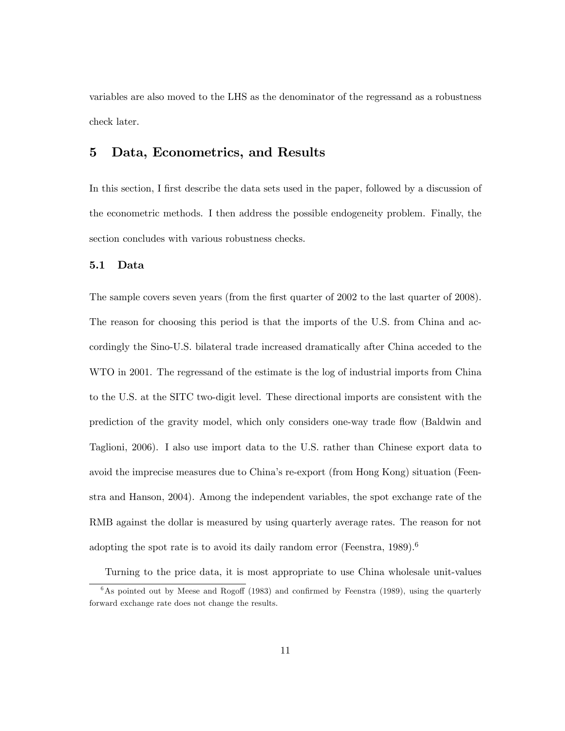variables are also moved to the LHS as the denominator of the regressand as a robustness check later.

# 5 Data, Econometrics, and Results

In this section, I first describe the data sets used in the paper, followed by a discussion of the econometric methods. I then address the possible endogeneity problem. Finally, the section concludes with various robustness checks.

## 5.1 Data

The sample covers seven years (from the first quarter of 2002 to the last quarter of 2008). The reason for choosing this period is that the imports of the U.S. from China and accordingly the Sino-U.S. bilateral trade increased dramatically after China acceded to the WTO in 2001. The regressand of the estimate is the log of industrial imports from China to the U.S. at the SITC two-digit level. These directional imports are consistent with the prediction of the gravity model, which only considers one-way trade flow (Baldwin and Taglioni, 2006). I also use import data to the U.S. rather than Chinese export data to avoid the imprecise measures due to China's re-export (from Hong Kong) situation (Feenstra and Hanson, 2004). Among the independent variables, the spot exchange rate of the RMB against the dollar is measured by using quarterly average rates. The reason for not adopting the spot rate is to avoid its daily random error (Feenstra, 1989).[6]

Turning to the price data, it is most appropriate to use China wholesale unit-values

[6] As pointed out by Meese and Rogoff (1983) and confirmed by Feenstra (1989), using the quarterly forward exchange rate does not change the results.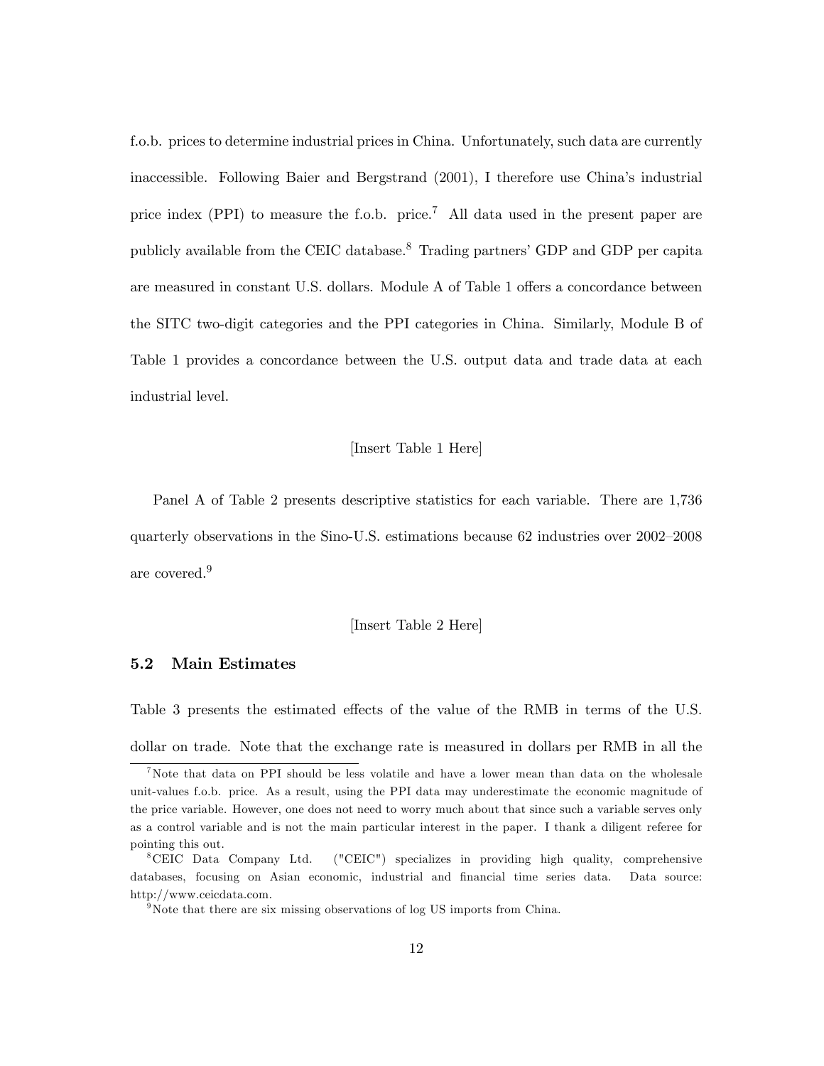f.o.b. prices to determine industrial prices in China. Unfortunately, such data are currently inaccessible. Following Baier and Bergstrand (2001), I therefore use China's industrial price index (PPI) to measure the f.o.b. price.[7] All data used in the present paper are publicly available from the CEIC database.[8] Trading partners' GDP and GDP per capita are measured in constant U.S. dollars. Module A of Table 1 offers a concordance between the SITC two-digit categories and the PPI categories in China. Similarly, Module B of Table 1 provides a concordance between the U.S. output data and trade data at each industrial level.

[Insert Table 1 Here]

Panel A of Table 2 presents descriptive statistics for each variable. There are 1,736 quarterly observations in the Sino-U.S. estimations because 62 industries over 2002–2008 are covered.[9]

[Insert Table 2 Here]

### 5.2 Main Estimates

Table 3 presents the estimated effects of the value of the RMB in terms of the U.S. dollar on trade. Note that the exchange rate is measured in dollars per RMB in all the

[7] Note that data on PPI should be less volatile and have a lower mean than data on the wholesale unit-values f.o.b. price. As a result, using the PPI data may underestimate the economic magnitude of the price variable. However, one does not need to worry much about that since such a variable serves only as a control variable and is not the main particular interest in the paper. I thank a diligent referee for pointing this out.

[8] CEIC Data Company Ltd. ("CEIC") specializes in providing high quality, comprehensive databases, focusing on Asian economic, industrial and financial time series data. Data source: http://www.ceicdata.com.

[9] Note that there are six missing observations of log US imports from China.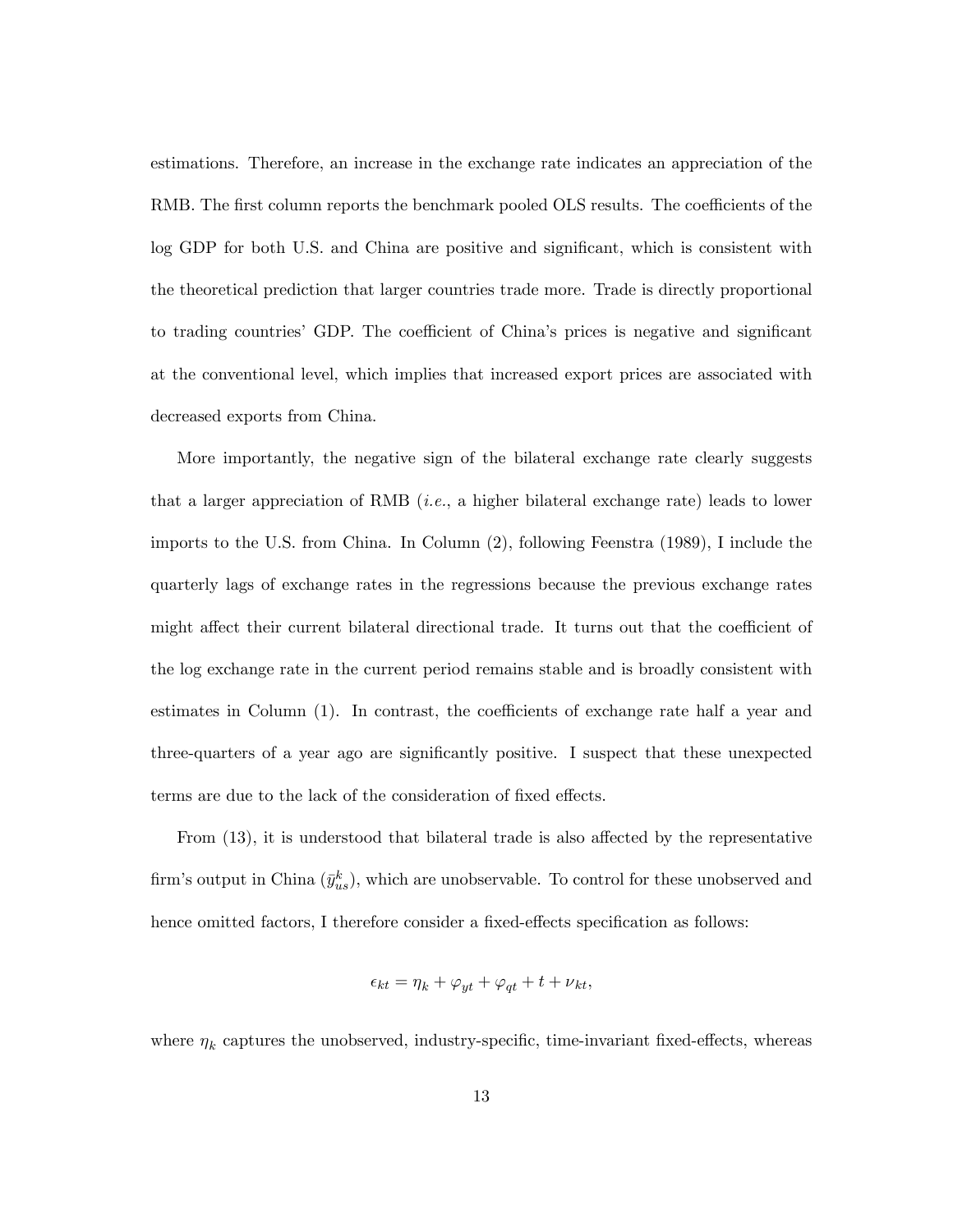estimations. Therefore, an increase in the exchange rate indicates an appreciation of the RMB. The first column reports the benchmark pooled OLS results. The coefficients of the log GDP for both U.S. and China are positive and significant, which is consistent with the theoretical prediction that larger countries trade more. Trade is directly proportional to trading countries' GDP. The coefficient of China's prices is negative and significant at the conventional level, which implies that increased export prices are associated with decreased exports from China.

More importantly, the negative sign of the bilateral exchange rate clearly suggests that a larger appreciation of RMB (*i.e.*, a higher bilateral exchange rate) leads to lower imports to the U.S. from China. In Column (2), following Feenstra (1989), I include the quarterly lags of exchange rates in the regressions because the previous exchange rates might affect their current bilateral directional trade. It turns out that the coefficient of the log exchange rate in the current period remains stable and is broadly consistent with estimates in Column (1). In contrast, the coefficients of exchange rate half a year and three-quarters of a year ago are significantly positive. I suspect that these unexpected terms are due to the lack of the consideration of fixed effects.

From (13), it is understood that bilateral trade is also affected by the representative firm's output in China ($\bar{y}_{us}^{k}$), which are unobservable. To control for these unobserved and hence omitted factors, I therefore consider a fixed-effects specification as follows:

$$\epsilon_{kt} = \eta_k + \varphi_{yt} + \varphi_{qt} + t + \nu_{kt},$$

where $\eta_k$ captures the unobserved, industry-specific, time-invariant fixed-effects, whereas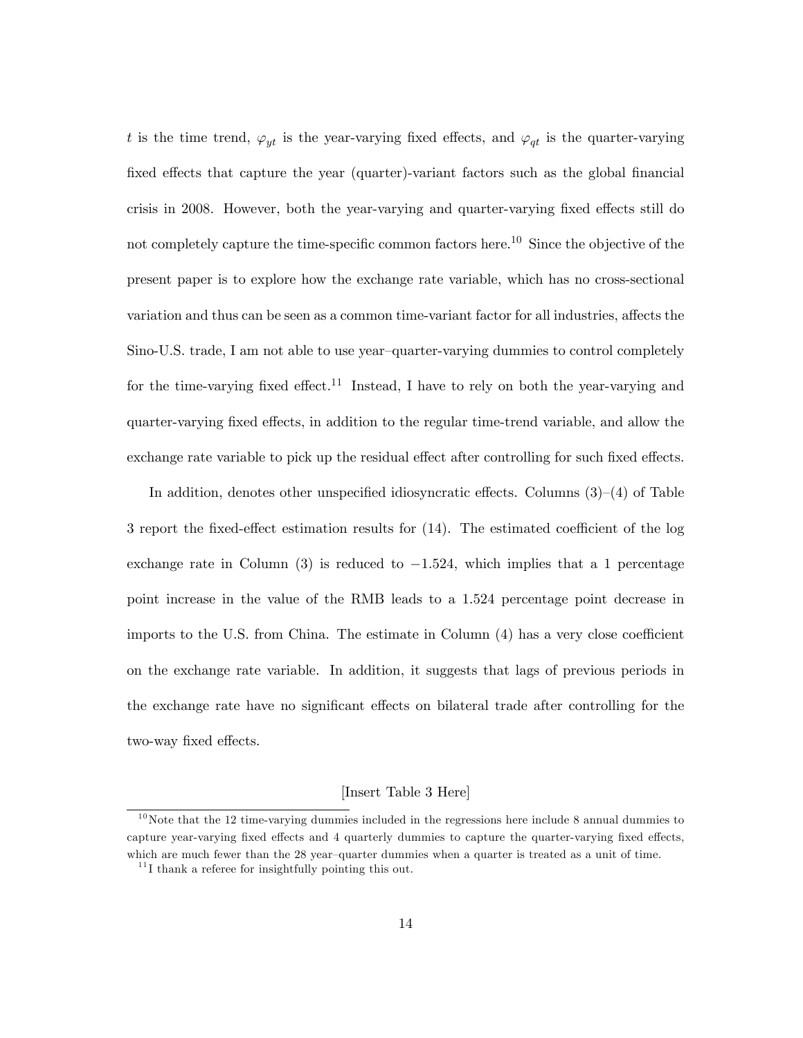$t$ is the time trend, $\varphi_{yt}$ is the year-varying fixed effects, and $\varphi_{qt}$ is the quarter-varying fixed effects that capture the year (quarter)-variant factors such as the global financial crisis in 2008. However, both the year-varying and quarter-varying fixed effects still do not completely capture the time-specific common factors here.[10] Since the objective of the present paper is to explore how the exchange rate variable, which has no cross-sectional variation and thus can be seen as a common time-variant factor for all industries, affects the Sino-U.S. trade, I am not able to use year–quarter-varying dummies to control completely for the time-varying fixed effect.[11] Instead, I have to rely on both the year-varying and quarter-varying fixed effects, in addition to the regular time-trend variable, and allow the exchange rate variable to pick up the residual effect after controlling for such fixed effects.

In addition, denotes other unspecified idiosyncratic effects. Columns (3)–(4) of Table 3 report the fixed-effect estimation results for (14). The estimated coefficient of the log exchange rate in Column (3) is reduced to $-1.524$, which implies that a 1 percentage point increase in the value of the RMB leads to a 1.524 percentage point decrease in imports to the U.S. from China. The estimate in Column (4) has a very close coefficient on the exchange rate variable. In addition, it suggests that lags of previous periods in the exchange rate have no significant effects on bilateral trade after controlling for the two-way fixed effects.

[Insert Table 3 Here]

[10] Note that the 12 time-varying dummies included in the regressions here include 8 annual dummies to capture year-varying fixed effects and 4 quarterly dummies to capture the quarter-varying fixed effects, which are much fewer than the 28 year–quarter dummies when a quarter is treated as a unit of time.

[11] I thank a referee for insightfully pointing this out.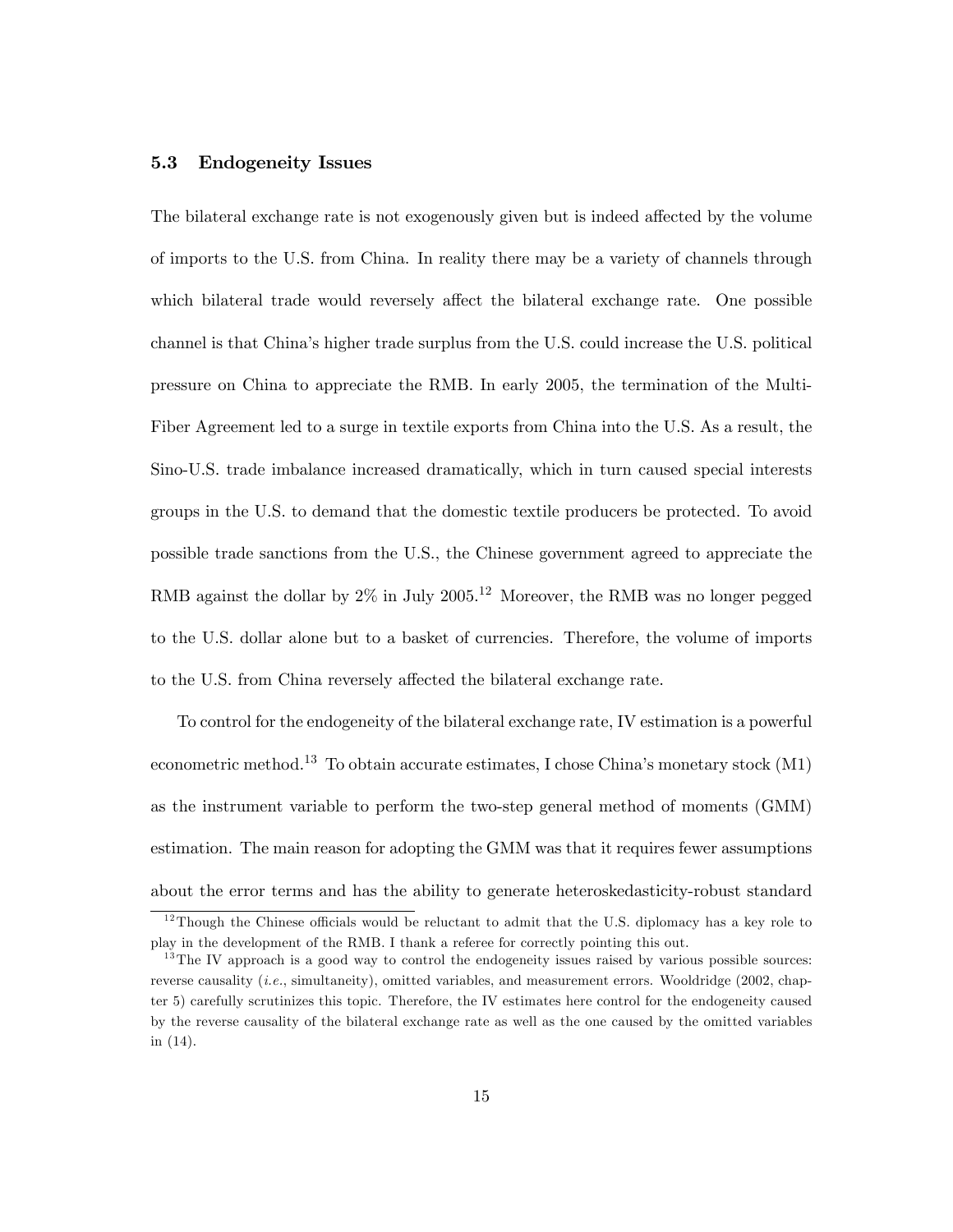### 5.3 Endogeneity Issues

The bilateral exchange rate is not exogenously given but is indeed affected by the volume of imports to the U.S. from China. In reality there may be a variety of channels through which bilateral trade would reversely affect the bilateral exchange rate. One possible channel is that China's higher trade surplus from the U.S. could increase the U.S. political pressure on China to appreciate the RMB. In early 2005, the termination of the Multi-Fiber Agreement led to a surge in textile exports from China into the U.S. As a result, the Sino-U.S. trade imbalance increased dramatically, which in turn caused special interests groups in the U.S. to demand that the domestic textile producers be protected. To avoid possible trade sanctions from the U.S., the Chinese government agreed to appreciate the RMB against the dollar by 2% in July 2005.[12] Moreover, the RMB was no longer pegged to the U.S. dollar alone but to a basket of currencies. Therefore, the volume of imports to the U.S. from China reversely affected the bilateral exchange rate.

To control for the endogeneity of the bilateral exchange rate, IV estimation is a powerful econometric method.[13] To obtain accurate estimates, I chose China's monetary stock (M1) as the instrument variable to perform the two-step general method of moments (GMM) estimation. The main reason for adopting the GMM was that it requires fewer assumptions about the error terms and has the ability to generate heteroskedasticity-robust standard

[12] Though the Chinese officials would be reluctant to admit that the U.S. diplomacy has a key role to play in the development of the RMB. I thank a referee for correctly pointing this out.

[13] The IV approach is a good way to control the endogeneity issues raised by various possible sources: reverse causality (*i.e.*, simultaneity), omitted variables, and measurement errors. Wooldridge (2002, chapter 5) carefully scrutinizes this topic. Therefore, the IV estimates here control for the endogeneity caused by the reverse causality of the bilateral exchange rate as well as the one caused by the omitted variables in (14).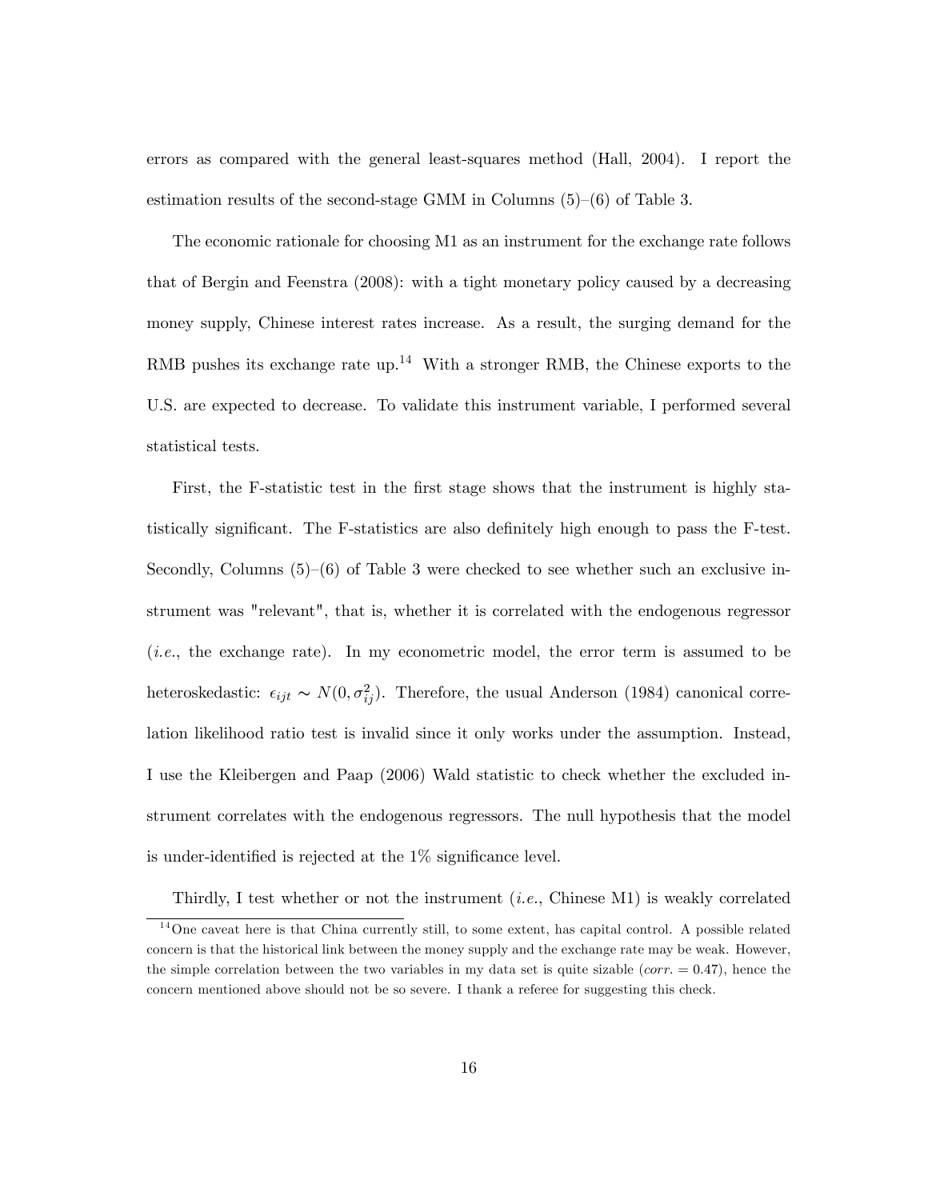errors as compared with the general least-squares method (Hall, 2004). I report the estimation results of the second-stage GMM in Columns (5)–(6) of Table 3.

The economic rationale for choosing M1 as an instrument for the exchange rate follows that of Bergin and Feenstra (2008): with a tight monetary policy caused by a decreasing money supply, Chinese interest rates increase. As a result, the surging demand for the RMB pushes its exchange rate up.[14] With a stronger RMB, the Chinese exports to the U.S. are expected to decrease. To validate this instrument variable, I performed several statistical tests.

First, the F-statistic test in the first stage shows that the instrument is highly statistically significant. The F-statistics are also definitely high enough to pass the F-test. Secondly, Columns (5)–(6) of Table 3 were checked to see whether such an exclusive instrument was "relevant", that is, whether it is correlated with the endogenous regressor (*i.e.*, the exchange rate). In my econometric model, the error term is assumed to be heteroskedastic: $\epsilon_{ijt} \sim N(0, \sigma_{ij}^2)$. Therefore, the usual Anderson (1984) canonical correlation likelihood ratio test is invalid since it only works under the assumption. Instead, I use the Kleibergen and Paap (2006) Wald statistic to check whether the excluded instrument correlates with the endogenous regressors. The null hypothesis that the model is under-identified is rejected at the 1% significance level.

Thirdly, I test whether or not the instrument (*i.e.*, Chinese M1) is weakly correlated

[14] One caveat here is that China currently still, to some extent, has capital control. A possible related concern is that the historical link between the money supply and the exchange rate may be weak. However, the simple correlation between the two variables in my data set is quite sizable ($corr. = 0.47$), hence the concern mentioned above should not be so severe. I thank a referee for suggesting this check.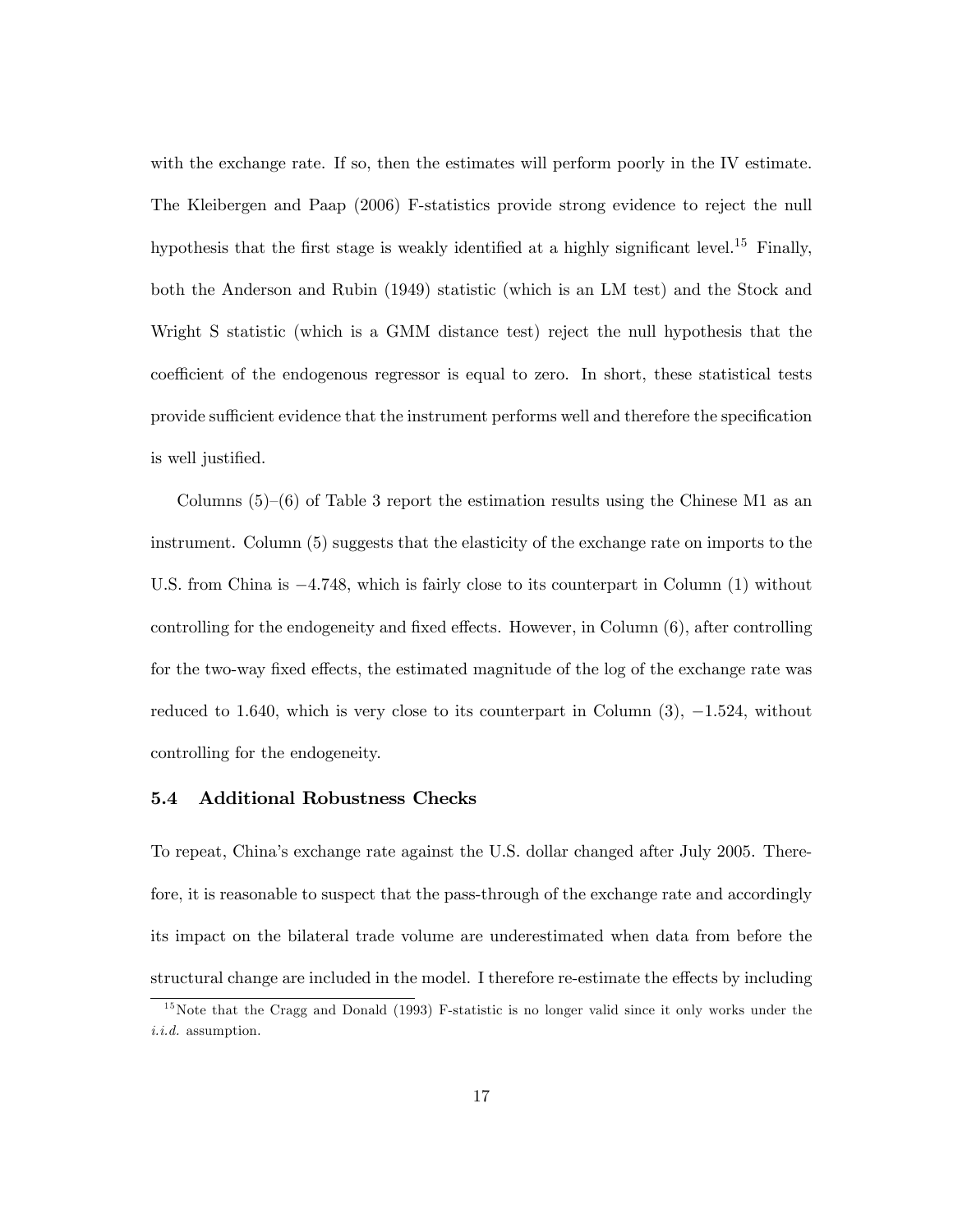with the exchange rate. If so, then the estimates will perform poorly in the IV estimate. The Kleibergen and Paap (2006) F-statistics provide strong evidence to reject the null hypothesis that the first stage is weakly identified at a highly significant level.[15] Finally, both the Anderson and Rubin (1949) statistic (which is an LM test) and the Stock and Wright S statistic (which is a GMM distance test) reject the null hypothesis that the coefficient of the endogenous regressor is equal to zero. In short, these statistical tests provide sufficient evidence that the instrument performs well and therefore the specification is well justified.

Columns (5)–(6) of Table 3 report the estimation results using the Chinese M1 as an instrument. Column (5) suggests that the elasticity of the exchange rate on imports to the U.S. from China is $-4.748$, which is fairly close to its counterpart in Column (1) without controlling for the endogeneity and fixed effects. However, in Column (6), after controlling for the two-way fixed effects, the estimated magnitude of the log of the exchange rate was reduced to 1.640, which is very close to its counterpart in Column (3), $-1.524$, without controlling for the endogeneity.

### 5.4 Additional Robustness Checks

To repeat, China's exchange rate against the U.S. dollar changed after July 2005. Therefore, it is reasonable to suspect that the pass-through of the exchange rate and accordingly its impact on the bilateral trade volume are underestimated when data from before the structural change are included in the model. I therefore re-estimate the effects by including

[15] Note that the Cragg and Donald (1993) F-statistic is no longer valid since it only works under the *i.i.d.* assumption.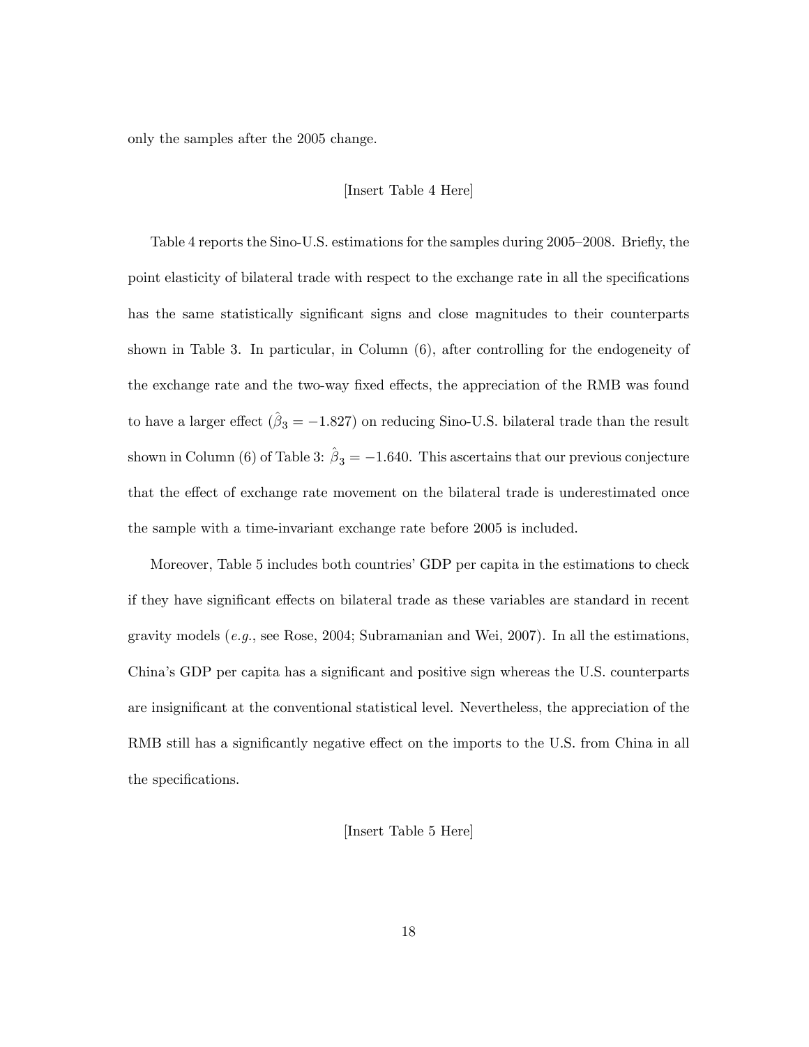only the samples after the 2005 change.

[Insert Table 4 Here]

Table 4 reports the Sino-U.S. estimations for the samples during 2005–2008. Briefly, the point elasticity of bilateral trade with respect to the exchange rate in all the specifications has the same statistically significant signs and close magnitudes to their counterparts shown in Table 3. In particular, in Column (6), after controlling for the endogeneity of the exchange rate and the two-way fixed effects, the appreciation of the RMB was found to have a larger effect ($\hat{\beta}_3 = -1.827$) on reducing Sino-U.S. bilateral trade than the result shown in Column (6) of Table 3: $\hat{\beta}_3 = -1.640$. This ascertains that our previous conjecture that the effect of exchange rate movement on the bilateral trade is underestimated once the sample with a time-invariant exchange rate before 2005 is included.

Moreover, Table 5 includes both countries' GDP per capita in the estimations to check if they have significant effects on bilateral trade as these variables are standard in recent gravity models (*e.g.*, see Rose, 2004; Subramanian and Wei, 2007). In all the estimations, China's GDP per capita has a significant and positive sign whereas the U.S. counterparts are insignificant at the conventional statistical level. Nevertheless, the appreciation of the RMB still has a significantly negative effect on the imports to the U.S. from China in all the specifications.

[Insert Table 5 Here]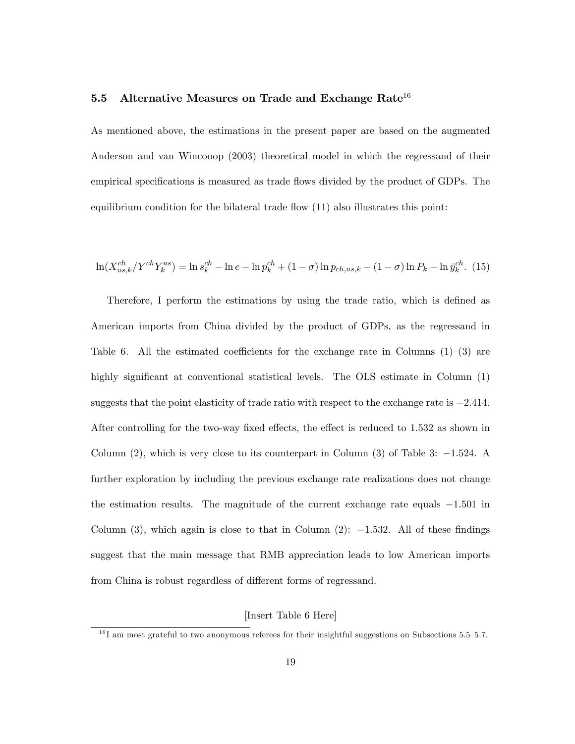### 5.5 Alternative Measures on Trade and Exchange Rate[16]

As mentioned above, the estimations in the present paper are based on the augmented Anderson and van Wincooop (2003) theoretical model in which the regressand of their empirical specifications is measured as trade flows divided by the product of GDPs. The equilibrium condition for the bilateral trade flow (11) also illustrates this point:

$$\ln(X_{us,k}^{ch}/Y^{ch}Y_k^{us}) = \ln s_k^{ch} - \ln e - \ln p_k^{ch} + (1-\sigma)\ln p_{ch,us,k} - (1-\sigma)\ln P_k - \ln \bar{y}_k^{ch}. \quad (15)$$

Therefore, I perform the estimations by using the trade ratio, which is defined as American imports from China divided by the product of GDPs, as the regressand in Table 6. All the estimated coefficients for the exchange rate in Columns (1)–(3) are highly significant at conventional statistical levels. The OLS estimate in Column (1) suggests that the point elasticity of trade ratio with respect to the exchange rate is $-2.414$. After controlling for the two-way fixed effects, the effect is reduced to 1.532 as shown in Column (2), which is very close to its counterpart in Column (3) of Table 3: $-1.524$. A further exploration by including the previous exchange rate realizations does not change the estimation results. The magnitude of the current exchange rate equals $-1.501$ in Column (3), which again is close to that in Column (2): $-1.532$. All of these findings suggest that the main message that RMB appreciation leads to low American imports from China is robust regardless of different forms of regressand.

[Insert Table 6 Here]

[16] I am most grateful to two anonymous referees for their insightful suggestions on Subsections 5.5–5.7.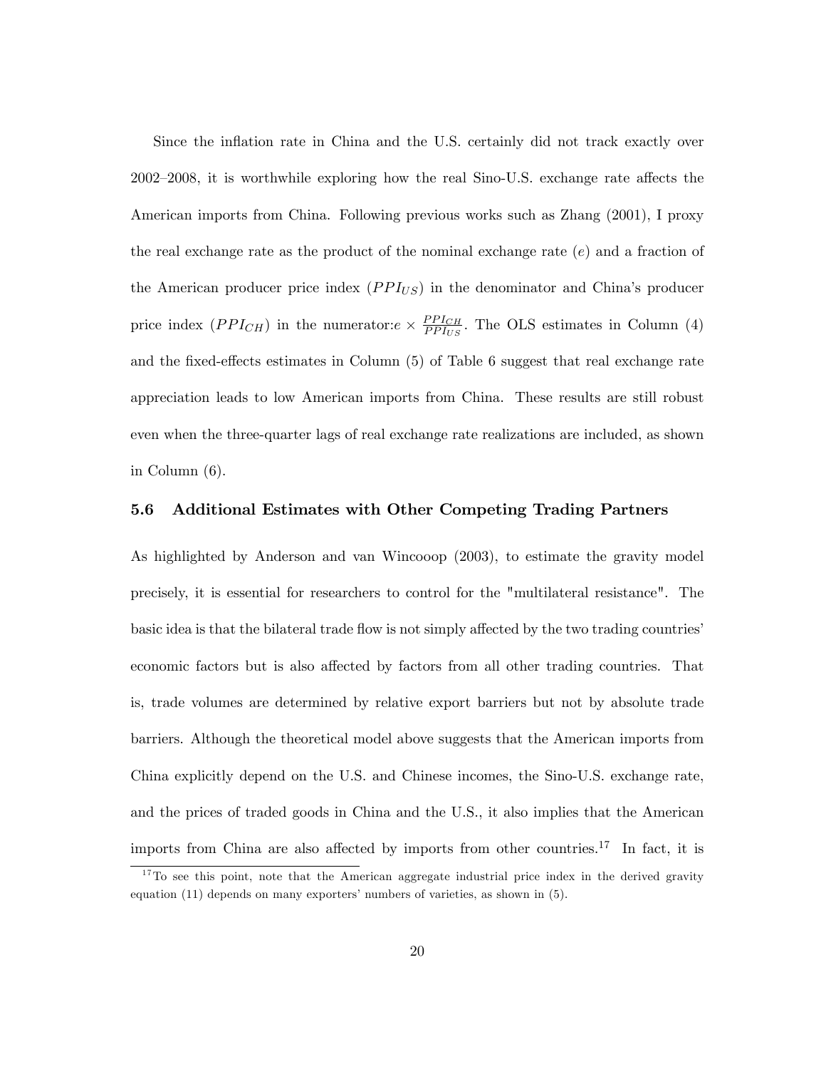Since the inflation rate in China and the U.S. certainly did not track exactly over 2002–2008, it is worthwhile exploring how the real Sino-U.S. exchange rate affects the American imports from China. Following previous works such as Zhang (2001), I proxy the real exchange rate as the product of the nominal exchange rate ($e$) and a fraction of the American producer price index ($PPI_{US}$) in the denominator and China's producer price index ($PPI_{CH}$) in the numerator:$e \times \frac{PPI_{CH}}{PPI_{US}}$. The OLS estimates in Column (4) and the fixed-effects estimates in Column (5) of Table 6 suggest that real exchange rate appreciation leads to low American imports from China. These results are still robust even when the three-quarter lags of real exchange rate realizations are included, as shown in Column (6).

### 5.6 Additional Estimates with Other Competing Trading Partners

As highlighted by Anderson and van Wincooop (2003), to estimate the gravity model precisely, it is essential for researchers to control for the "multilateral resistance". The basic idea is that the bilateral trade flow is not simply affected by the two trading countries' economic factors but is also affected by factors from all other trading countries. That is, trade volumes are determined by relative export barriers but not by absolute trade barriers. Although the theoretical model above suggests that the American imports from China explicitly depend on the U.S. and Chinese incomes, the Sino-U.S. exchange rate, and the prices of traded goods in China and the U.S., it also implies that the American imports from China are also affected by imports from other countries.[17] In fact, it is

[17] To see this point, note that the American aggregate industrial price index in the derived gravity equation (11) depends on many exporters' numbers of varieties, as shown in (5).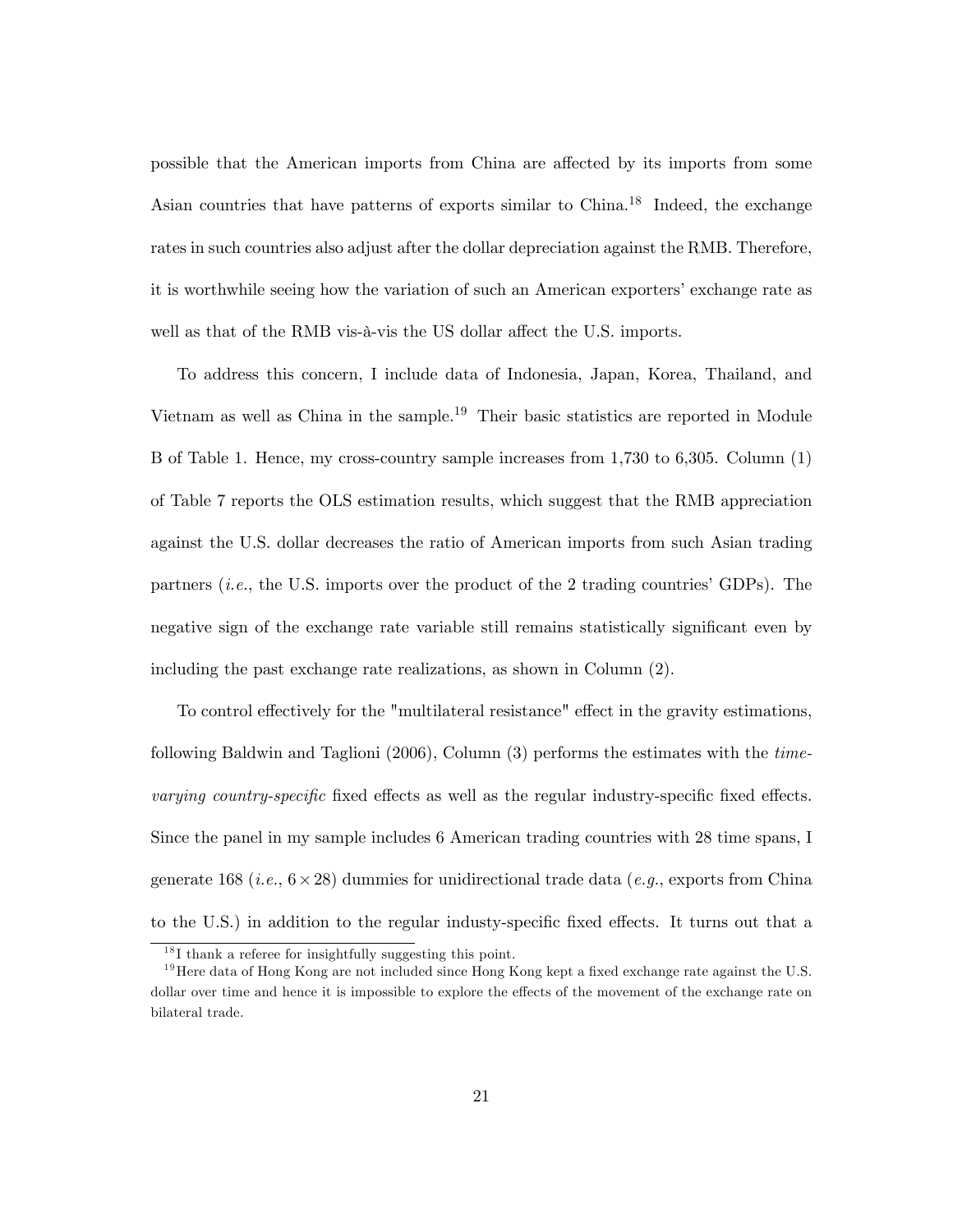possible that the American imports from China are affected by its imports from some Asian countries that have patterns of exports similar to China.[18] Indeed, the exchange rates in such countries also adjust after the dollar depreciation against the RMB. Therefore, it is worthwhile seeing how the variation of such an American exporters' exchange rate as well as that of the RMB vis-à-vis the US dollar affect the U.S. imports.

To address this concern, I include data of Indonesia, Japan, Korea, Thailand, and Vietnam as well as China in the sample.[19] Their basic statistics are reported in Module B of Table 1. Hence, my cross-country sample increases from 1,730 to 6,305. Column (1) of Table 7 reports the OLS estimation results, which suggest that the RMB appreciation against the U.S. dollar decreases the ratio of American imports from such Asian trading partners (*i.e.*, the U.S. imports over the product of the 2 trading countries' GDPs). The negative sign of the exchange rate variable still remains statistically significant even by including the past exchange rate realizations, as shown in Column (2).

To control effectively for the "multilateral resistance" effect in the gravity estimations, following Baldwin and Taglioni (2006), Column (3) performs the estimates with the *time-varying country-specific* fixed effects as well as the regular industry-specific fixed effects. Since the panel in my sample includes 6 American trading countries with 28 time spans, I generate 168 (*i.e.*, $6 \times 28$) dummies for unidirectional trade data (*e.g.*, exports from China to the U.S.) in addition to the regular industy-specific fixed effects. It turns out that a

[18] I thank a referee for insightfully suggesting this point.

[19] Here data of Hong Kong are not included since Hong Kong kept a fixed exchange rate against the U.S. dollar over time and hence it is impossible to explore the effects of the movement of the exchange rate on bilateral trade.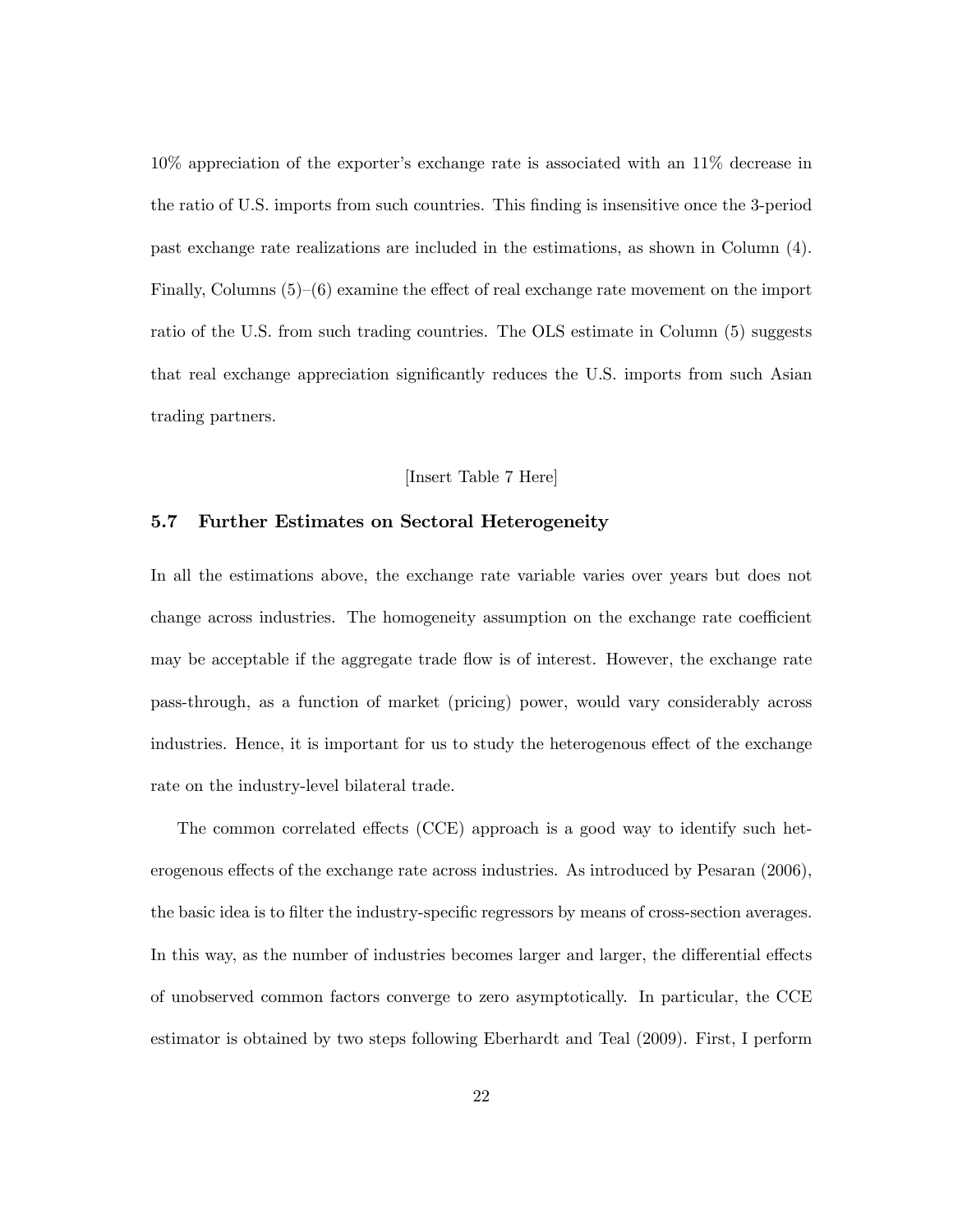10% appreciation of the exporter's exchange rate is associated with an 11% decrease in the ratio of U.S. imports from such countries. This finding is insensitive once the 3-period past exchange rate realizations are included in the estimations, as shown in Column (4). Finally, Columns (5)–(6) examine the effect of real exchange rate movement on the import ratio of the U.S. from such trading countries. The OLS estimate in Column (5) suggests that real exchange appreciation significantly reduces the U.S. imports from such Asian trading partners.

[Insert Table 7 Here]

### 5.7 Further Estimates on Sectoral Heterogeneity

In all the estimations above, the exchange rate variable varies over years but does not change across industries. The homogeneity assumption on the exchange rate coefficient may be acceptable if the aggregate trade flow is of interest. However, the exchange rate pass-through, as a function of market (pricing) power, would vary considerably across industries. Hence, it is important for us to study the heterogenous effect of the exchange rate on the industry-level bilateral trade.

The common correlated effects (CCE) approach is a good way to identify such heterogenous effects of the exchange rate across industries. As introduced by Pesaran (2006), the basic idea is to filter the industry-specific regressors by means of cross-section averages. In this way, as the number of industries becomes larger and larger, the differential effects of unobserved common factors converge to zero asymptotically. In particular, the CCE estimator is obtained by two steps following Eberhardt and Teal (2009). First, I perform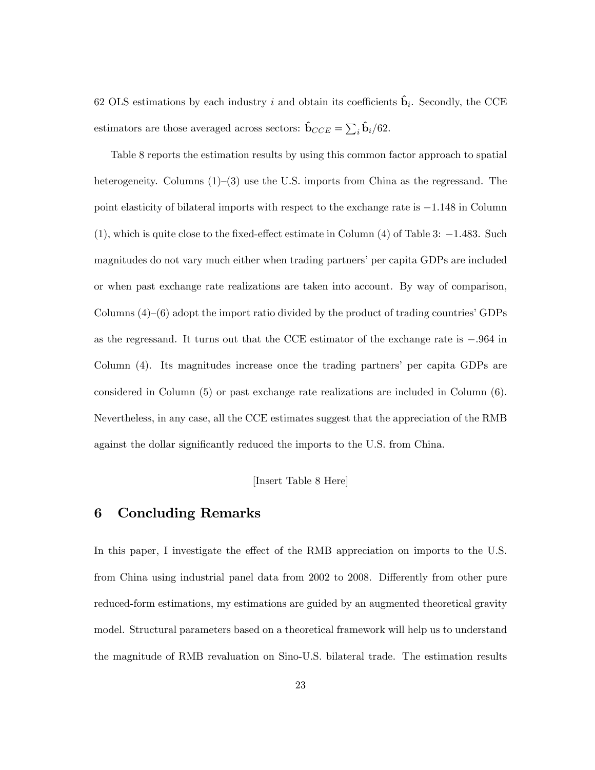62 OLS estimations by each industry $i$ and obtain its coefficients $\hat{\mathbf{b}}_i$. Secondly, the CCE estimators are those averaged across sectors: $\hat{\mathbf{b}}_{CCE} = \sum_i \hat{\mathbf{b}}_i/62$.

Table 8 reports the estimation results by using this common factor approach to spatial heterogeneity. Columns (1)–(3) use the U.S. imports from China as the regressand. The point elasticity of bilateral imports with respect to the exchange rate is $-1.148$ in Column (1), which is quite close to the fixed-effect estimate in Column (4) of Table 3: $-1.483$. Such magnitudes do not vary much either when trading partners' per capita GDPs are included or when past exchange rate realizations are taken into account. By way of comparison, Columns (4)–(6) adopt the import ratio divided by the product of trading countries' GDPs as the regressand. It turns out that the CCE estimator of the exchange rate is $-.964$ in Column (4). Its magnitudes increase once the trading partners' per capita GDPs are considered in Column (5) or past exchange rate realizations are included in Column (6). Nevertheless, in any case, all the CCE estimates suggest that the appreciation of the RMB against the dollar significantly reduced the imports to the U.S. from China.

[Insert Table 8 Here]

## 6 Concluding Remarks

In this paper, I investigate the effect of the RMB appreciation on imports to the U.S. from China using industrial panel data from 2002 to 2008. Differently from other pure reduced-form estimations, my estimations are guided by an augmented theoretical gravity model. Structural parameters based on a theoretical framework will help us to understand the magnitude of RMB revaluation on Sino-U.S. bilateral trade. The estimation results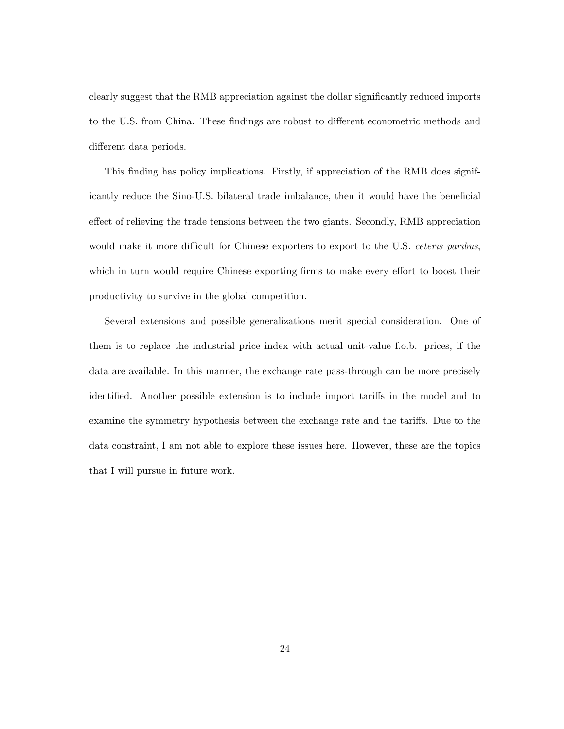clearly suggest that the RMB appreciation against the dollar significantly reduced imports to the U.S. from China. These findings are robust to different econometric methods and different data periods.

This finding has policy implications. Firstly, if appreciation of the RMB does significantly reduce the Sino-U.S. bilateral trade imbalance, then it would have the beneficial effect of relieving the trade tensions between the two giants. Secondly, RMB appreciation would make it more difficult for Chinese exporters to export to the U.S. *ceteris paribus*, which in turn would require Chinese exporting firms to make every effort to boost their productivity to survive in the global competition.

Several extensions and possible generalizations merit special consideration. One of them is to replace the industrial price index with actual unit-value f.o.b. prices, if the data are available. In this manner, the exchange rate pass-through can be more precisely identified. Another possible extension is to include import tariffs in the model and to examine the symmetry hypothesis between the exchange rate and the tariffs. Due to the data constraint, I am not able to explore these issues here. However, these are the topics that I will pursue in future work.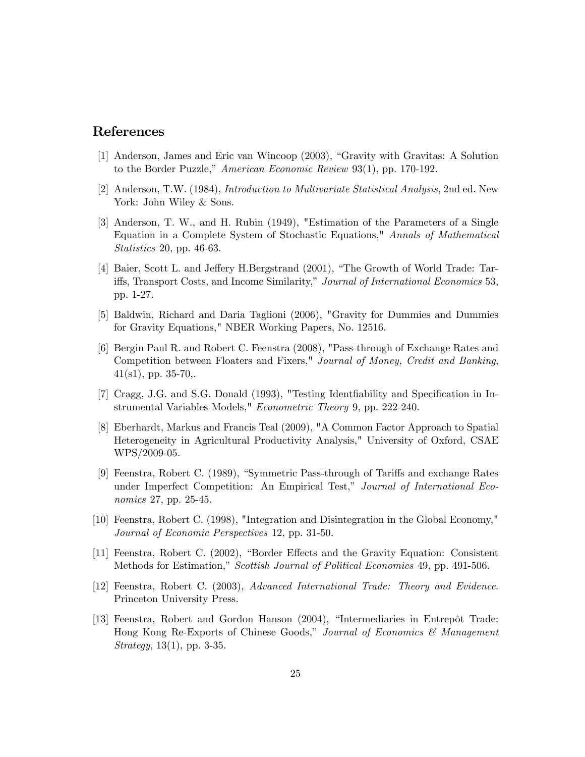## References

[1] Anderson, James and Eric van Wincoop (2003), "Gravity with Gravitas: A Solution to the Border Puzzle," *American Economic Review* 93(1), pp. 170-192.

[2] Anderson, T.W. (1984), *Introduction to Multivariate Statistical Analysis*, 2nd ed. New York: John Wiley & Sons.

[3] Anderson, T. W., and H. Rubin (1949), "Estimation of the Parameters of a Single Equation in a Complete System of Stochastic Equations," *Annals of Mathematical Statistics* 20, pp. 46-63.

[4] Baier, Scott L. and Jeffery H.Bergstrand (2001), "The Growth of World Trade: Tariffs, Transport Costs, and Income Similarity," *Journal of International Economics* 53, pp. 1-27.

[5] Baldwin, Richard and Daria Taglioni (2006), "Gravity for Dummies and Dummies for Gravity Equations," NBER Working Papers, No. 12516.

[6] Bergin Paul R. and Robert C. Feenstra (2008), "Pass-through of Exchange Rates and Competition between Floaters and Fixers," *Journal of Money, Credit and Banking*, 41(s1), pp. 35-70,.

[7] Cragg, J.G. and S.G. Donald (1993), "Testing Identfiability and Specification in Instrumental Variables Models," *Econometric Theory* 9, pp. 222-240.

[8] Eberhardt, Markus and Francis Teal (2009), "A Common Factor Approach to Spatial Heterogeneity in Agricultural Productivity Analysis," University of Oxford, CSAE WPS/2009-05.

[9] Feenstra, Robert C. (1989), "Symmetric Pass-through of Tariffs and exchange Rates under Imperfect Competition: An Empirical Test," *Journal of International Economics* 27, pp. 25-45.

[10] Feenstra, Robert C. (1998), "Integration and Disintegration in the Global Economy," *Journal of Economic Perspectives* 12, pp. 31-50.

[11] Feenstra, Robert C. (2002), "Border Effects and the Gravity Equation: Consistent Methods for Estimation," *Scottish Journal of Political Economics* 49, pp. 491-506.

[12] Feenstra, Robert C. (2003), *Advanced International Trade: Theory and Evidence*. Princeton University Press.

[13] Feenstra, Robert and Gordon Hanson (2004), "Intermediaries in Entrepôt Trade: Hong Kong Re-Exports of Chinese Goods," *Journal of Economics & Management Strategy*, 13(1), pp. 3-35.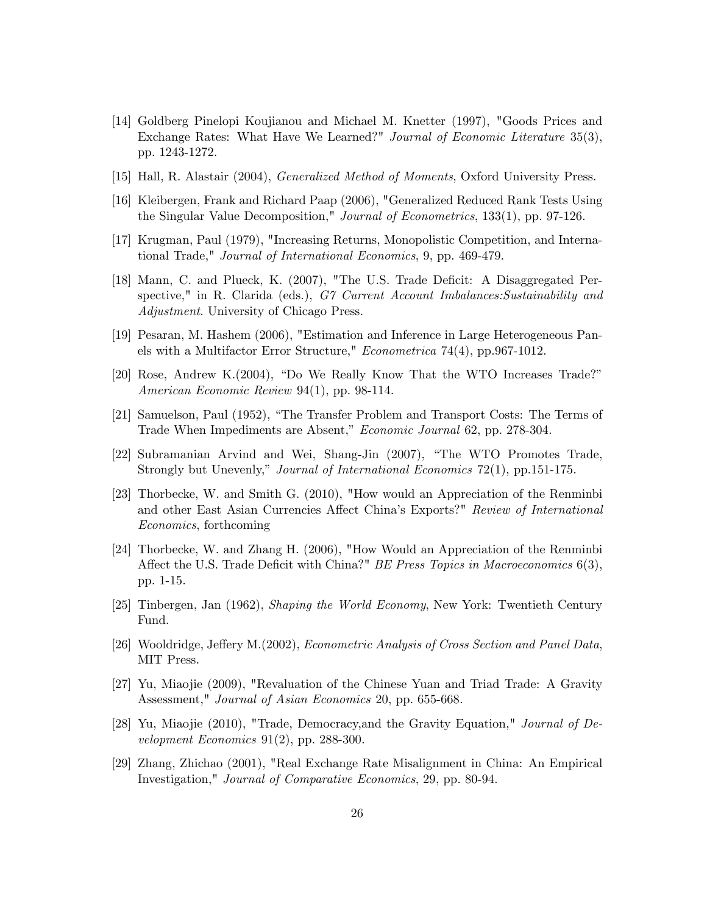[14] Goldberg Pinelopi Koujianou and Michael M. Knetter (1997), "Goods Prices and Exchange Rates: What Have We Learned?" *Journal of Economic Literature* 35(3), pp. 1243-1272.

[15] Hall, R. Alastair (2004), *Generalized Method of Moments*, Oxford University Press.

[16] Kleibergen, Frank and Richard Paap (2006), "Generalized Reduced Rank Tests Using the Singular Value Decomposition," *Journal of Econometrics*, 133(1), pp. 97-126.

[17] Krugman, Paul (1979), "Increasing Returns, Monopolistic Competition, and International Trade," *Journal of International Economics*, 9, pp. 469-479.

[18] Mann, C. and Plueck, K. (2007), "The U.S. Trade Deficit: A Disaggregated Perspective," in R. Clarida (eds.), *G7 Current Account Imbalances:Sustainability and Adjustment*. University of Chicago Press.

[19] Pesaran, M. Hashem (2006), "Estimation and Inference in Large Heterogeneous Panels with a Multifactor Error Structure," *Econometrica* 74(4), pp.967-1012.

[20] Rose, Andrew K.(2004), "Do We Really Know That the WTO Increases Trade?" *American Economic Review* 94(1), pp. 98-114.

[21] Samuelson, Paul (1952), "The Transfer Problem and Transport Costs: The Terms of Trade When Impediments are Absent," *Economic Journal* 62, pp. 278-304.

[22] Subramanian Arvind and Wei, Shang-Jin (2007), "The WTO Promotes Trade, Strongly but Unevenly," *Journal of International Economics* 72(1), pp.151-175.

[23] Thorbecke, W. and Smith G. (2010), "How would an Appreciation of the Renminbi and other East Asian Currencies Affect China's Exports?" *Review of International Economics*, forthcoming

[24] Thorbecke, W. and Zhang H. (2006), "How Would an Appreciation of the Renminbi Affect the U.S. Trade Deficit with China?" *BE Press Topics in Macroeconomics* 6(3), pp. 1-15.

[25] Tinbergen, Jan (1962), *Shaping the World Economy*, New York: Twentieth Century Fund.

[26] Wooldridge, Jeffery M.(2002), *Econometric Analysis of Cross Section and Panel Data*, MIT Press.

[27] Yu, Miaojie (2009), "Revaluation of the Chinese Yuan and Triad Trade: A Gravity Assessment," *Journal of Asian Economics* 20, pp. 655-668.

[28] Yu, Miaojie (2010), "Trade, Democracy,and the Gravity Equation," *Journal of Development Economics* 91(2), pp. 288-300.

[29] Zhang, Zhichao (2001), "Real Exchange Rate Misalignment in China: An Empirical Investigation," *Journal of Comparative Economics*, 29, pp. 80-94.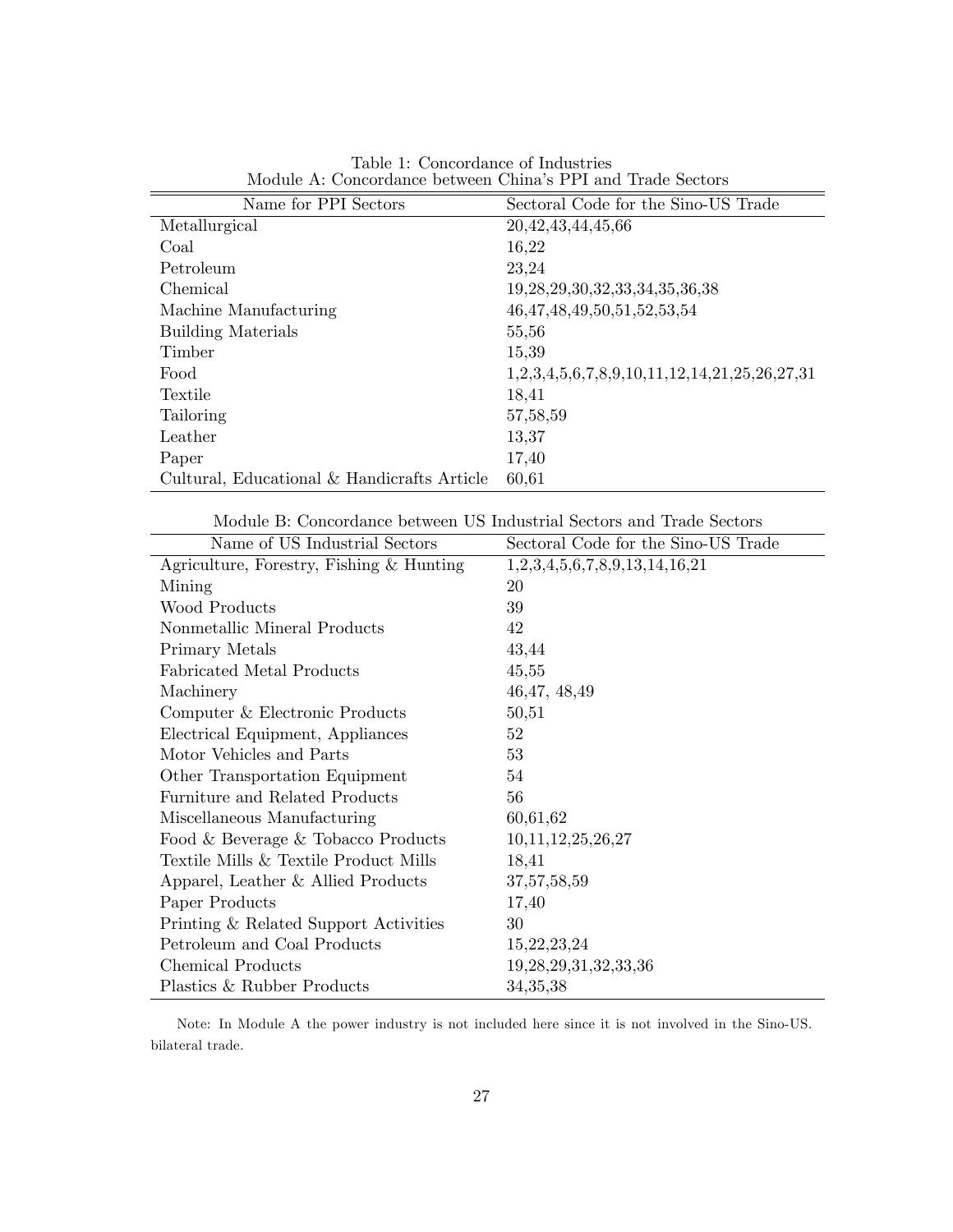Table 1: Concordance of Industries

Module A: Concordance between China's PPI and Trade Sectors

| Name for PPI Sectors | Sectoral Code for the Sino-US Trade |
| --- | --- |
| Metallurgical | 20,42,43,44,45,66 |
| Coal | 16,22 |
| Petroleum | 23,24 |
| Chemical | 19,28,29,30,32,33,34,35,36,38 |
| Machine Manufacturing | 46,47,48,49,50,51,52,53,54 |
| Building Materials | 55,56 |
| Timber | 15,39 |
| Food | 1,2,3,4,5,6,7,8,9,10,11,12,14,21,25,26,27,31 |
| Textile | 18,41 |
| Tailoring | 57,58,59 |
| Leather | 13,37 |
| Paper | 17,40 |
| Cultural, Educational & Handicrafts Article | 60,61 |

Module B: Concordance between US Industrial Sectors and Trade Sectors

| Name of US Industrial Sectors | Sectoral Code for the Sino-US Trade |
| --- | --- |
| Agriculture, Forestry, Fishing & Hunting | 1,2,3,4,5,6,7,8,9,13,14,16,21 |
| Mining | 20 |
| Wood Products | 39 |
| Nonmetallic Mineral Products | 42 |
| Primary Metals | 43,44 |
| Fabricated Metal Products | 45,55 |
| Machinery | 46,47, 48,49 |
| Computer & Electronic Products | 50,51 |
| Electrical Equipment, Appliances | 52 |
| Motor Vehicles and Parts | 53 |
| Other Transportation Equipment | 54 |
| Furniture and Related Products | 56 |
| Miscellaneous Manufacturing | 60,61,62 |
| Food & Beverage & Tobacco Products | 10,11,12,25,26,27 |
| Textile Mills & Textile Product Mills | 18,41 |
| Apparel, Leather & Allied Products | 37,57,58,59 |
| Paper Products | 17,40 |
| Printing & Related Support Activities | 30 |
| Petroleum and Coal Products | 15,22,23,24 |
| Chemical Products | 19,28,29,31,32,33,36 |
| Plastics & Rubber Products | 34,35,38 |

Note: In Module A the power industry is not included here since it is not involved in the Sino-US. bilateral trade.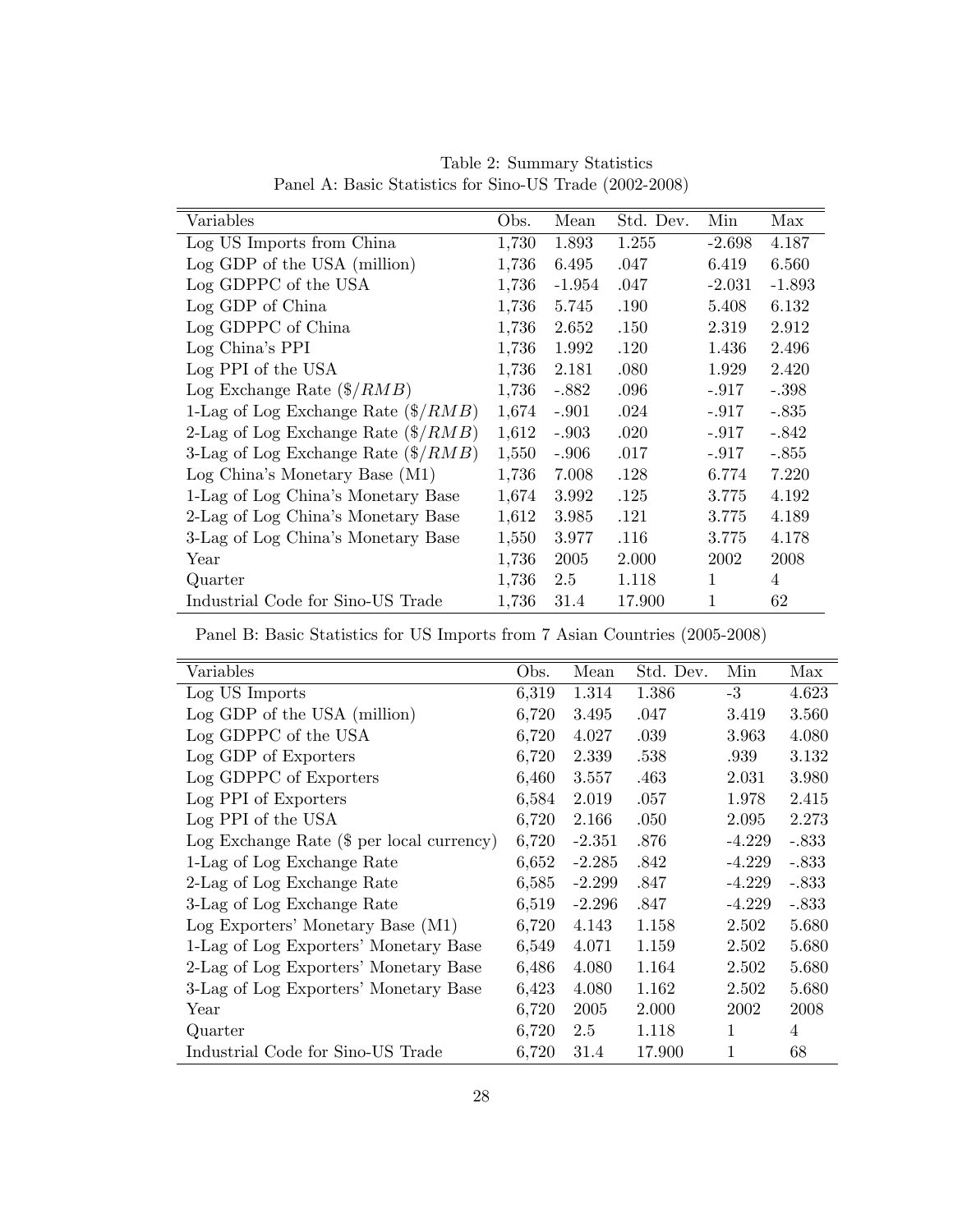Table 2: Summary Statistics

Panel A: Basic Statistics for Sino-US Trade (2002-2008)

| Variables | Obs. | Mean | Std. Dev. | Min | Max |
|---|---|---|---|---|---|
| Log US Imports from China | 1,730 | 1.893 | 1.255 | -2.698 | 4.187 |
| Log GDP of the USA (million) | 1,736 | 6.495 | .047 | 6.419 | 6.560 |
| Log GDPPC of the USA | 1,736 | -1.954 | .047 | -2.031 | -1.893 |
| Log GDP of China | 1,736 | 5.745 | .190 | 5.408 | 6.132 |
| Log GDPPC of China | 1,736 | 2.652 | .150 | 2.319 | 2.912 |
| Log China's PPI | 1,736 | 1.992 | .120 | 1.436 | 2.496 |
| Log PPI of the USA | 1,736 | 2.181 | .080 | 1.929 | 2.420 |
| Log Exchange Rate ($\$/RMB$) | 1,736 | -.882 | .096 | -.917 | -.398 |
| 1-Lag of Log Exchange Rate ($\$/RMB$) | 1,674 | -.901 | .024 | -.917 | -.835 |
| 2-Lag of Log Exchange Rate ($\$/RMB$) | 1,612 | -.903 | .020 | -.917 | -.842 |
| 3-Lag of Log Exchange Rate ($\$/RMB$) | 1,550 | -.906 | .017 | -.917 | -.855 |
| Log China's Monetary Base (M1) | 1,736 | 7.008 | .128 | 6.774 | 7.220 |
| 1-Lag of Log China's Monetary Base | 1,674 | 3.992 | .125 | 3.775 | 4.192 |
| 2-Lag of Log China's Monetary Base | 1,612 | 3.985 | .121 | 3.775 | 4.189 |
| 3-Lag of Log China's Monetary Base | 1,550 | 3.977 | .116 | 3.775 | 4.178 |
| Year | 1,736 | 2005 | 2.000 | 2002 | 2008 |
| Quarter | 1,736 | 2.5 | 1.118 | 1 | 4 |
| Industrial Code for Sino-US Trade | 1,736 | 31.4 | 17.900 | 1 | 62 |

Panel B: Basic Statistics for US Imports from 7 Asian Countries (2005-2008)

| Variables | Obs. | Mean | Std. Dev. | Min | Max |
|---|---|---|---|---|---|
| Log US Imports | 6,319 | 1.314 | 1.386 | -3 | 4.623 |
| Log GDP of the USA (million) | 6,720 | 3.495 | .047 | 3.419 | 3.560 |
| Log GDPPC of the USA | 6,720 | 4.027 | .039 | 3.963 | 4.080 |
| Log GDP of Exporters | 6,720 | 2.339 | .538 | .939 | 3.132 |
| Log GDPPC of Exporters | 6,460 | 3.557 | .463 | 2.031 | 3.980 |
| Log PPI of Exporters | 6,584 | 2.019 | .057 | 1.978 | 2.415 |
| Log PPI of the USA | 6,720 | 2.166 | .050 | 2.095 | 2.273 |
| Log Exchange Rate ($ per local currency) | 6,720 | -2.351 | .876 | -4.229 | -.833 |
| 1-Lag of Log Exchange Rate | 6,652 | -2.285 | .842 | -4.229 | -.833 |
| 2-Lag of Log Exchange Rate | 6,585 | -2.299 | .847 | -4.229 | -.833 |
| 3-Lag of Log Exchange Rate | 6,519 | -2.296 | .847 | -4.229 | -.833 |
| Log Exporters' Monetary Base (M1) | 6,720 | 4.143 | 1.158 | 2.502 | 5.680 |
| 1-Lag of Log Exporters' Monetary Base | 6,549 | 4.071 | 1.159 | 2.502 | 5.680 |
| 2-Lag of Log Exporters' Monetary Base | 6,486 | 4.080 | 1.164 | 2.502 | 5.680 |
| 3-Lag of Log Exporters' Monetary Base | 6,423 | 4.080 | 1.162 | 2.502 | 5.680 |
| Year | 6,720 | 2005 | 2.000 | 2002 | 2008 |
| Quarter | 6,720 | 2.5 | 1.118 | 1 | 4 |
| Industrial Code for Sino-US Trade | 6,720 | 31.4 | 17.900 | 1 | 68 |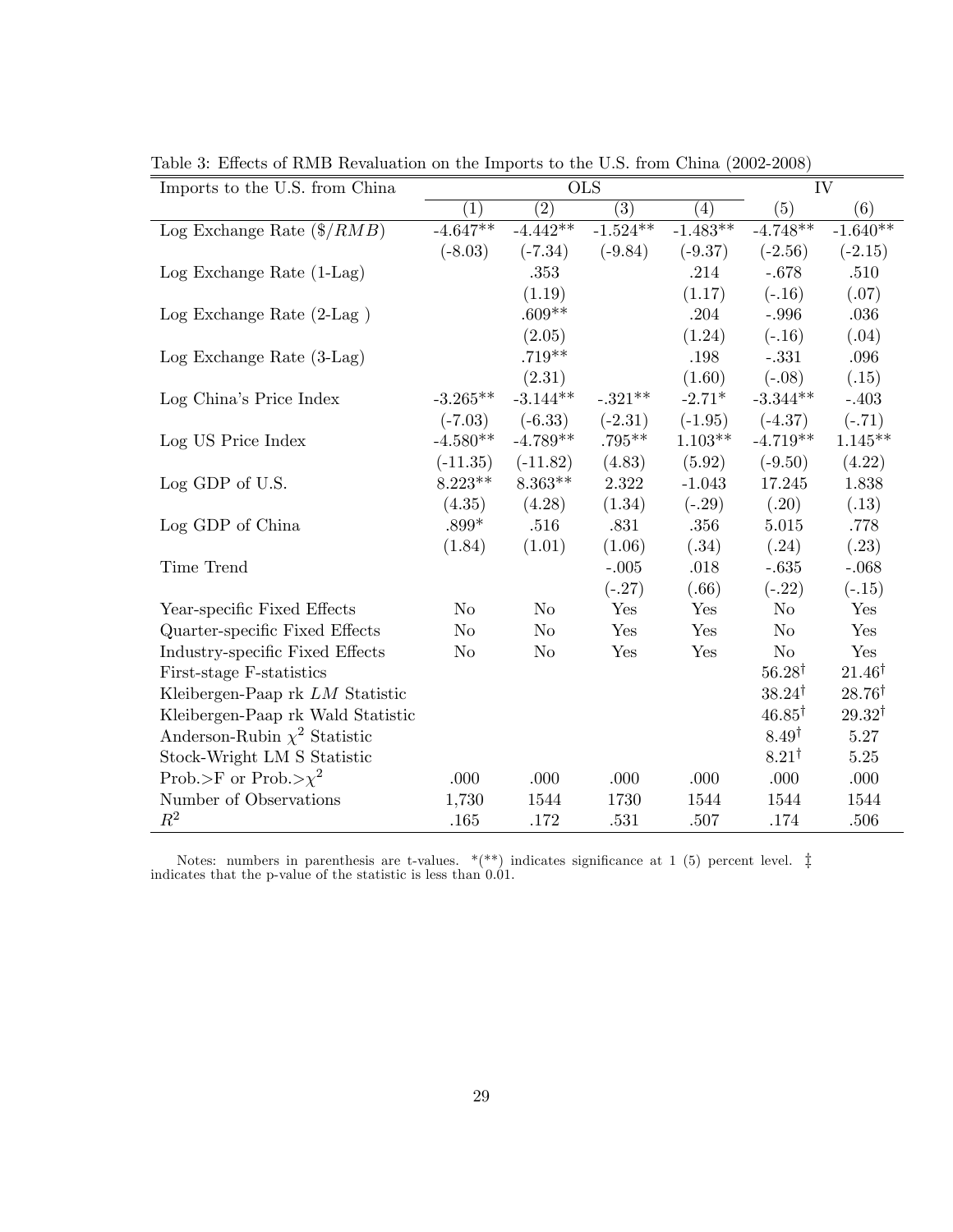Table 3: Effects of RMB Revaluation on the Imports to the U.S. from China (2002-2008)

| Imports to the U.S. from China | OLS | | | | IV | |
|---|---|---|---|---|---|---|
| | (1) | (2) | (3) | (4) | (5) | (6) |
| Log Exchange Rate ($/*RMB*) | -4.647** | -4.442** | -1.524** | -1.483** | -4.748** | -1.640** |
| | (-8.03) | (-7.34) | (-9.84) | (-9.37) | (-2.56) | (-2.15) |
| Log Exchange Rate (1-Lag) | | .353 | | .214 | -.678 | .510 |
| | | (1.19) | | (1.17) | (-.16) | (.07) |
| Log Exchange Rate (2-Lag ) | | .609** | | .204 | -.996 | .036 |
| | | (2.05) | | (1.24) | (-.16) | (.04) |
| Log Exchange Rate (3-Lag) | | .719** | | .198 | -.331 | .096 |
| | | (2.31) | | (1.60) | (-.08) | (.15) |
| Log China's Price Index | -3.265** | -3.144** | -.321** | -2.71* | -3.344** | -.403 |
| | (-7.03) | (-6.33) | (-2.31) | (-1.95) | (-4.37) | (-.71) |
| Log US Price Index | -4.580** | -4.789** | .795** | 1.103** | -4.719** | 1.145** |
| | (-11.35) | (-11.82) | (4.83) | (5.92) | (-9.50) | (4.22) |
| Log GDP of U.S. | 8.223** | 8.363** | 2.322 | -1.043 | 17.245 | 1.838 |
| | (4.35) | (4.28) | (1.34) | (-.29) | (.20) | (.13) |
| Log GDP of China | .899* | .516 | .831 | .356 | 5.015 | .778 |
| | (1.84) | (1.01) | (1.06) | (.34) | (.24) | (.23) |
| Time Trend | | | -.005 | .018 | -.635 | -.068 |
| | | | (-.27) | (.66) | (-.22) | (-.15) |
| Year-specific Fixed Effects | No | No | Yes | Yes | No | Yes |
| Quarter-specific Fixed Effects | No | No | Yes | Yes | No | Yes |
| Industry-specific Fixed Effects | No | No | Yes | Yes | No | Yes |
| First-stage F-statistics | | | | | 56.28† | 21.46† |
| Kleibergen-Paap rk *LM* Statistic | | | | | 38.24† | 28.76† |
| Kleibergen-Paap rk Wald Statistic | | | | | 46.85† | 29.32† |
| Anderson-Rubin $\chi^2$ Statistic | | | | | 8.49† | 5.27 |
| Stock-Wright LM S Statistic | | | | | 8.21† | 5.25 |
| Prob.>F or Prob.>$\chi^2$ | .000 | .000 | .000 | .000 | .000 | .000 |
| Number of Observations | 1,730 | 1544 | 1730 | 1544 | 1544 | 1544 |
| $R^2$ | .165 | .172 | .531 | .507 | .174 | .506 |

Notes: numbers in parenthesis are t-values. *(**) indicates significance at 1 (5) percent level. ‡ indicates that the p-value of the statistic is less than 0.01.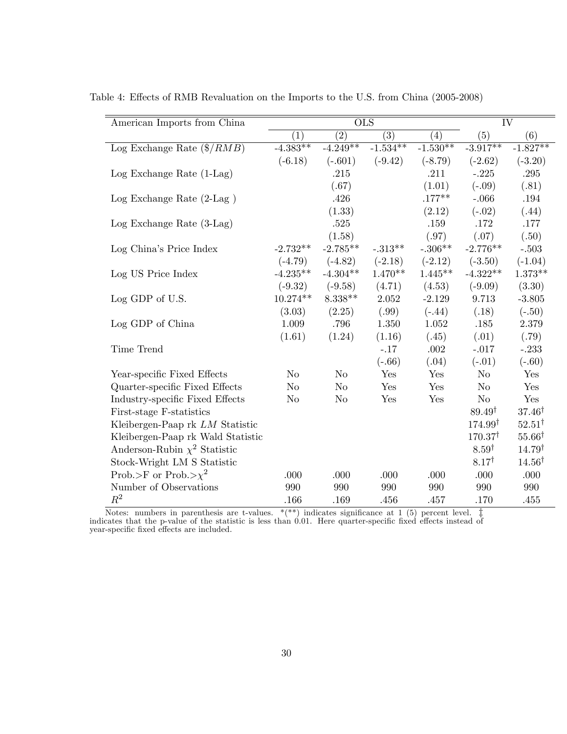Table 4: Effects of RMB Revaluation on the Imports to the U.S. from China (2005-2008)

| American Imports from China | OLS | | | | IV | |
|---|---|---|---|---|---|---|
| | (1) | (2) | (3) | (4) | (5) | (6) |
| Log Exchange Rate ($\$/RMB$) | -4.383** | -4.249** | -1.534** | -1.530** | -3.917** | -1.827** |
| | (-6.18) | (-.601) | (-9.42) | (-8.79) | (-2.62) | (-3.20) |
| Log Exchange Rate (1-Lag) | | .215 | | .211 | -.225 | .295 |
| | | (.67) | | (1.01) | (-.09) | (.81) |
| Log Exchange Rate (2-Lag ) | | .426 | | .177** | -.066 | .194 |
| | | (1.33) | | (2.12) | (-.02) | (.44) |
| Log Exchange Rate (3-Lag) | | .525 | | .159 | .172 | .177 |
| | | (1.58) | | (.97) | (.07) | (.50) |
| Log China's Price Index | -2.732** | -2.785** | -.313** | -.306** | -2.776** | -.503 |
| | (-4.79) | (-4.82) | (-2.18) | (-2.12) | (-3.50) | (-1.04) |
| Log US Price Index | -4.235** | -4.304** | 1.470** | 1.445** | -4.322** | 1.373** |
| | (-9.32) | (-9.58) | (4.71) | (4.53) | (-9.09) | (3.30) |
| Log GDP of U.S. | 10.274** | 8.338** | 2.052 | -2.129 | 9.713 | -3.805 |
| | (3.03) | (2.25) | (.99) | (-.44) | (.18) | (-.50) |
| Log GDP of China | 1.009 | .796 | 1.350 | 1.052 | .185 | 2.379 |
| | (1.61) | (1.24) | (1.16) | (.45) | (.01) | (.79) |
| Time Trend | | | -.17 | .002 | -.017 | -.233 |
| | | | (-.66) | (.04) | (-.01) | (-.60) |
| Year-specific Fixed Effects | No | No | Yes | Yes | No | Yes |
| Quarter-specific Fixed Effects | No | No | Yes | Yes | No | Yes |
| Industry-specific Fixed Effects | No | No | Yes | Yes | No | Yes |
| First-stage F-statistics | | | | | 89.49† | 37.46† |
| Kleibergen-Paap rk $LM$ Statistic | | | | | 174.99† | 52.51† |
| Kleibergen-Paap rk Wald Statistic | | | | | 170.37† | 55.66† |
| Anderson-Rubin $\chi^2$ Statistic | | | | | 8.59† | 14.79† |
| Stock-Wright LM S Statistic | | | | | 8.17† | 14.56† |
| Prob.>F or Prob.>$\chi^2$ | .000 | .000 | .000 | .000 | .000 | .000 |
| Number of Observations | 990 | 990 | 990 | 990 | 990 | 990 |
| $R^2$ | .166 | .169 | .456 | .457 | .170 | .455 |

Notes: numbers in parenthesis are t-values. *(**) indicates significance at 1 (5) percent level. ‡ indicates that the p-value of the statistic is less than 0.01. Here quarter-specific fixed effects instead of year-specific fixed effects are included.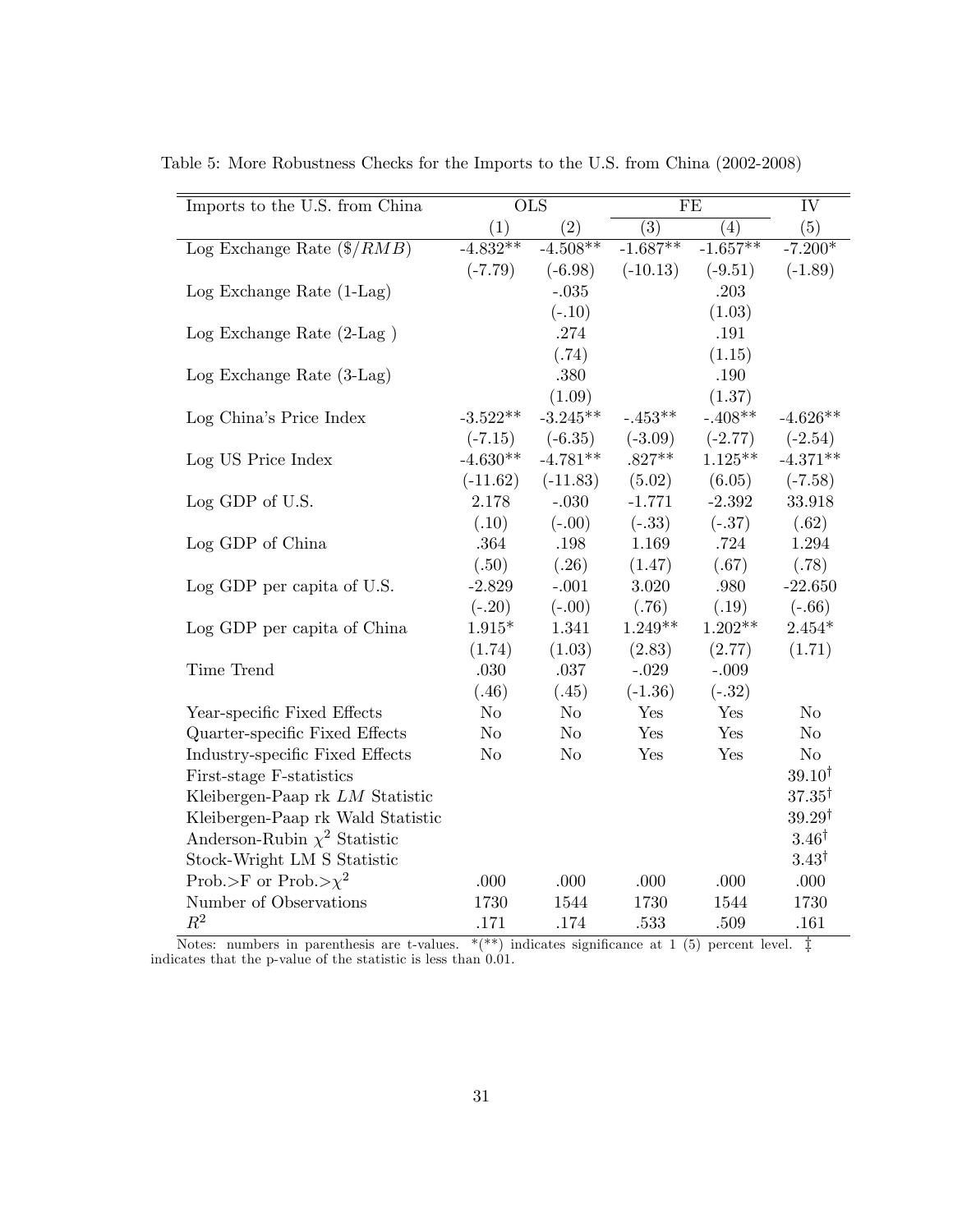Table 5: More Robustness Checks for the Imports to the U.S. from China (2002-2008)

| Imports to the U.S. from China | OLS | | FE | | IV |
|---|---|---|---|---|---|
| | (1) | (2) | (3) | (4) | (5) |
| Log Exchange Rate ($/*RMB*) | -4.832** | -4.508** | -1.687** | -1.657** | -7.200* |
| | (-7.79) | (-6.98) | (-10.13) | (-9.51) | (-1.89) |
| Log Exchange Rate (1-Lag) | | -.035 | | .203 | |
| | | (-.10) | | (1.03) | |
| Log Exchange Rate (2-Lag ) | | .274 | | .191 | |
| | | (.74) | | (1.15) | |
| Log Exchange Rate (3-Lag) | | .380 | | .190 | |
| | | (1.09) | | (1.37) | |
| Log China's Price Index | -3.522** | -3.245** | -.453** | -.408** | -4.626** |
| | (-7.15) | (-6.35) | (-3.09) | (-2.77) | (-2.54) |
| Log US Price Index | -4.630** | -4.781** | .827** | 1.125** | -4.371** |
| | (-11.62) | (-11.83) | (5.02) | (6.05) | (-7.58) |
| Log GDP of U.S. | 2.178 | -.030 | -1.771 | -2.392 | 33.918 |
| | (.10) | (-.00) | (-.33) | (-.37) | (.62) |
| Log GDP of China | .364 | .198 | 1.169 | .724 | 1.294 |
| | (.50) | (.26) | (1.47) | (.67) | (.78) |
| Log GDP per capita of U.S. | -2.829 | -.001 | 3.020 | .980 | -22.650 |
| | (-.20) | (-.00) | (.76) | (.19) | (-.66) |
| Log GDP per capita of China | 1.915* | 1.341 | 1.249** | 1.202** | 2.454* |
| | (1.74) | (1.03) | (2.83) | (2.77) | (1.71) |
| Time Trend | .030 | .037 | -.029 | -.009 | |
| | (.46) | (.45) | (-1.36) | (-.32) | |
| Year-specific Fixed Effects | No | No | Yes | Yes | No |
| Quarter-specific Fixed Effects | No | No | Yes | Yes | No |
| Industry-specific Fixed Effects | No | No | Yes | Yes | No |
| First-stage F-statistics | | | | | 39.10† |
| Kleibergen-Paap rk *LM* Statistic | | | | | 37.35† |
| Kleibergen-Paap rk Wald Statistic | | | | | 39.29† |
| Anderson-Rubin $\chi^2$ Statistic | | | | | 3.46† |
| Stock-Wright LM S Statistic | | | | | 3.43† |
| Prob.>F or Prob.>$\chi^2$ | .000 | .000 | .000 | .000 | .000 |
| Number of Observations | 1730 | 1544 | 1730 | 1544 | 1730 |
| $R^2$ | .171 | .174 | .533 | .509 | .161 |

Notes: numbers in parenthesis are t-values. *(**) indicates significance at 1 (5) percent level. ‡ indicates that the p-value of the statistic is less than 0.01.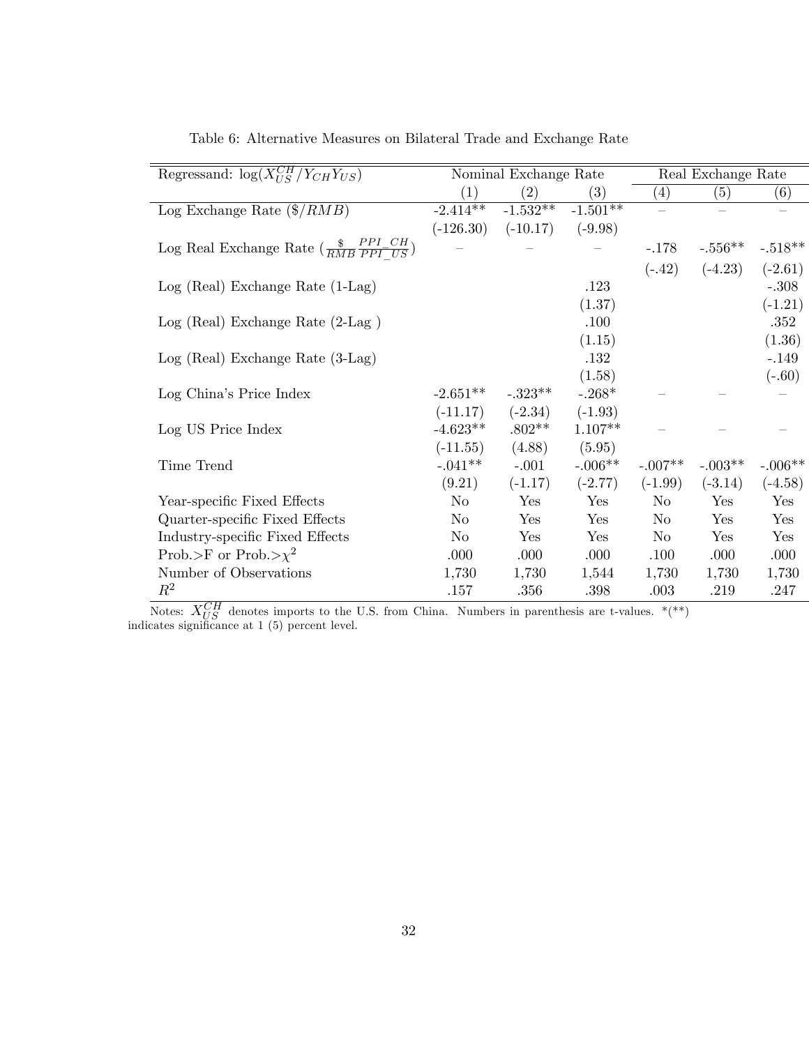Table 6: Alternative Measures on Bilateral Trade and Exchange Rate

| Regressand: $\log(X_{US}^{CH}/Y_{CH}Y_{US})$ | Nominal Exchange Rate | | | Real Exchange Rate | | |
|---|---|---|---|---|---|---|
| | (1) | (2) | (3) | (4) | (5) | (6) |
| Log Exchange Rate ($\$/RMB$) | -2.414** | -1.532** | -1.501** | – | – | – |
| | (-126.30) | (-10.17) | (-9.98) | | | |
| Log Real Exchange Rate ($\frac{\$}{RMB}\frac{PPI\_CH}{PPI\_US}$) | – | – | – | -.178 | -.556** | -.518** |
| | | | | (-.42) | (-4.23) | (-2.61) |
| Log (Real) Exchange Rate (1-Lag) | | | .123 | | | -.308 |
| | | | (1.37) | | | (-1.21) |
| Log (Real) Exchange Rate (2-Lag ) | | | .100 | | | .352 |
| | | | (1.15) | | | (1.36) |
| Log (Real) Exchange Rate (3-Lag) | | | .132 | | | -.149 |
| | | | (1.58) | | | (-.60) |
| Log China's Price Index | -2.651** | -.323** | -.268* | – | – | – |
| | (-11.17) | (-2.34) | (-1.93) | | | |
| Log US Price Index | -4.623** | .802** | 1.107** | – | – | – |
| | (-11.55) | (4.88) | (5.95) | | | |
| Time Trend | -.041** | -.001 | -.006** | -.007** | -.003** | -.006** |
| | (9.21) | (-1.17) | (-2.77) | (-1.99) | (-3.14) | (-4.58) |
| Year-specific Fixed Effects | No | Yes | Yes | No | Yes | Yes |
| Quarter-specific Fixed Effects | No | Yes | Yes | No | Yes | Yes |
| Industry-specific Fixed Effects | No | Yes | Yes | No | Yes | Yes |
| Prob.>F or Prob.>$\chi^2$ | .000 | .000 | .000 | .100 | .000 | .000 |
| Number of Observations | 1,730 | 1,730 | 1,544 | 1,730 | 1,730 | 1,730 |
| $R^2$ | .157 | .356 | .398 | .003 | .219 | .247 |

Notes: $X_{US}^{CH}$ denotes imports to the U.S. from China. Numbers in parenthesis are t-values. *(**) indicates significance at 1 (5) percent level.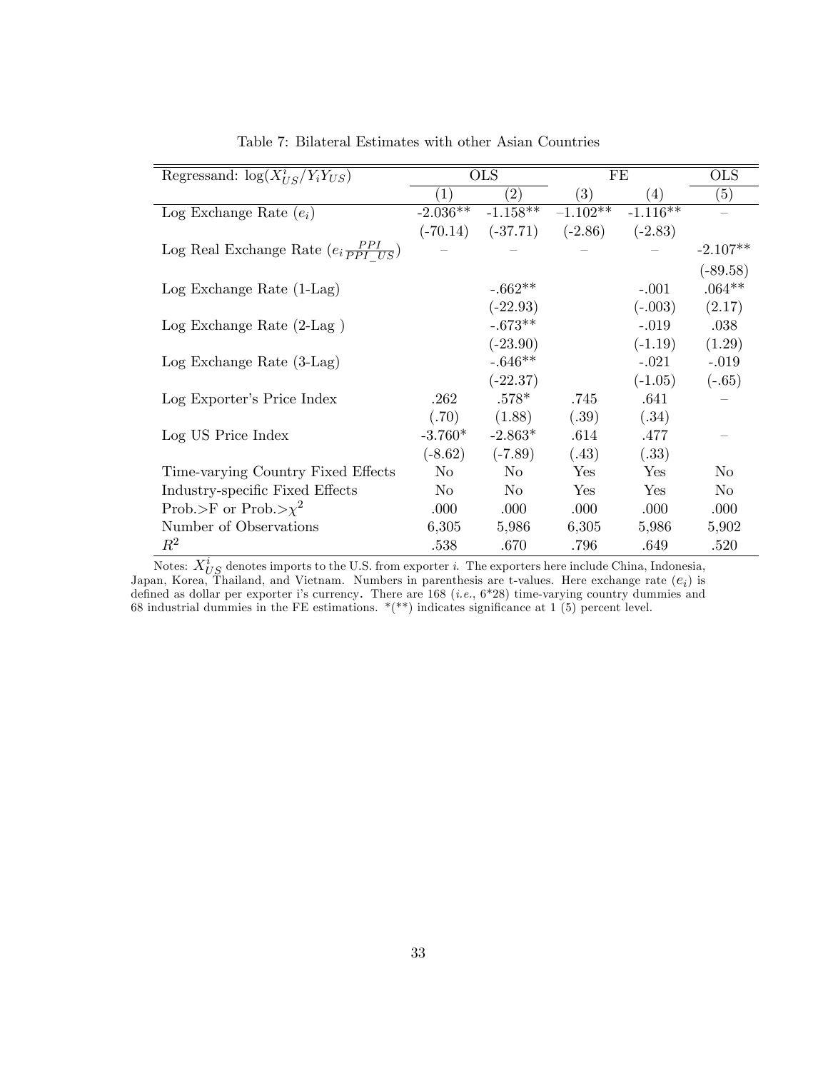Table 7: Bilateral Estimates with other Asian Countries

| Regressand: $\log(X_{US}^i/Y_iY_{US})$ | OLS | | FE | | OLS |
|---|---|---|---|---|---|
| | (1) | (2) | (3) | (4) | (5) |
| Log Exchange Rate ($e_i$) | -2.036** | -1.158** | −1.102** | -1.116** | – |
| | (-70.14) | (-37.71) | (-2.86) | (-2.83) | |
| Log Real Exchange Rate ($e_i \frac{PPI}{PPI\_US}$) | – | – | – | – | -2.107** |
| | | | | | (-89.58) |
| Log Exchange Rate (1-Lag) | | -.662** | | -.001 | .064** |
| | | (-22.93) | | (-.003) | (2.17) |
| Log Exchange Rate (2-Lag ) | | -.673** | | -.019 | .038 |
| | | (-23.90) | | (-1.19) | (1.29) |
| Log Exchange Rate (3-Lag) | | -.646** | | -.021 | -.019 |
| | | (-22.37) | | (-1.05) | (-.65) |
| Log Exporter's Price Index | .262 | .578* | .745 | .641 | – |
| | (.70) | (1.88) | (.39) | (.34) | |
| Log US Price Index | -3.760* | -2.863* | .614 | .477 | – |
| | (-8.62) | (-7.89) | (.43) | (.33) | |
| Time-varying Country Fixed Effects | No | No | Yes | Yes | No |
| Industry-specific Fixed Effects | No | No | Yes | Yes | No |
| Prob.>F or Prob.>$\chi^2$ | .000 | .000 | .000 | .000 | .000 |
| Number of Observations | 6,305 | 5,986 | 6,305 | 5,986 | 5,902 |
| $R^2$ | .538 | .670 | .796 | .649 | .520 |

Notes: $X_{US}^i$ denotes imports to the U.S. from exporter $i$. The exporters here include China, Indonesia, Japan, Korea, Thailand, and Vietnam. Numbers in parenthesis are t-values. Here exchange rate ($e_i$) is defined as dollar per exporter i's currency. There are 168 (*i.e.*, 6*28) time-varying country dummies and 68 industrial dummies in the FE estimations. *(**) indicates significance at 1 (5) percent level.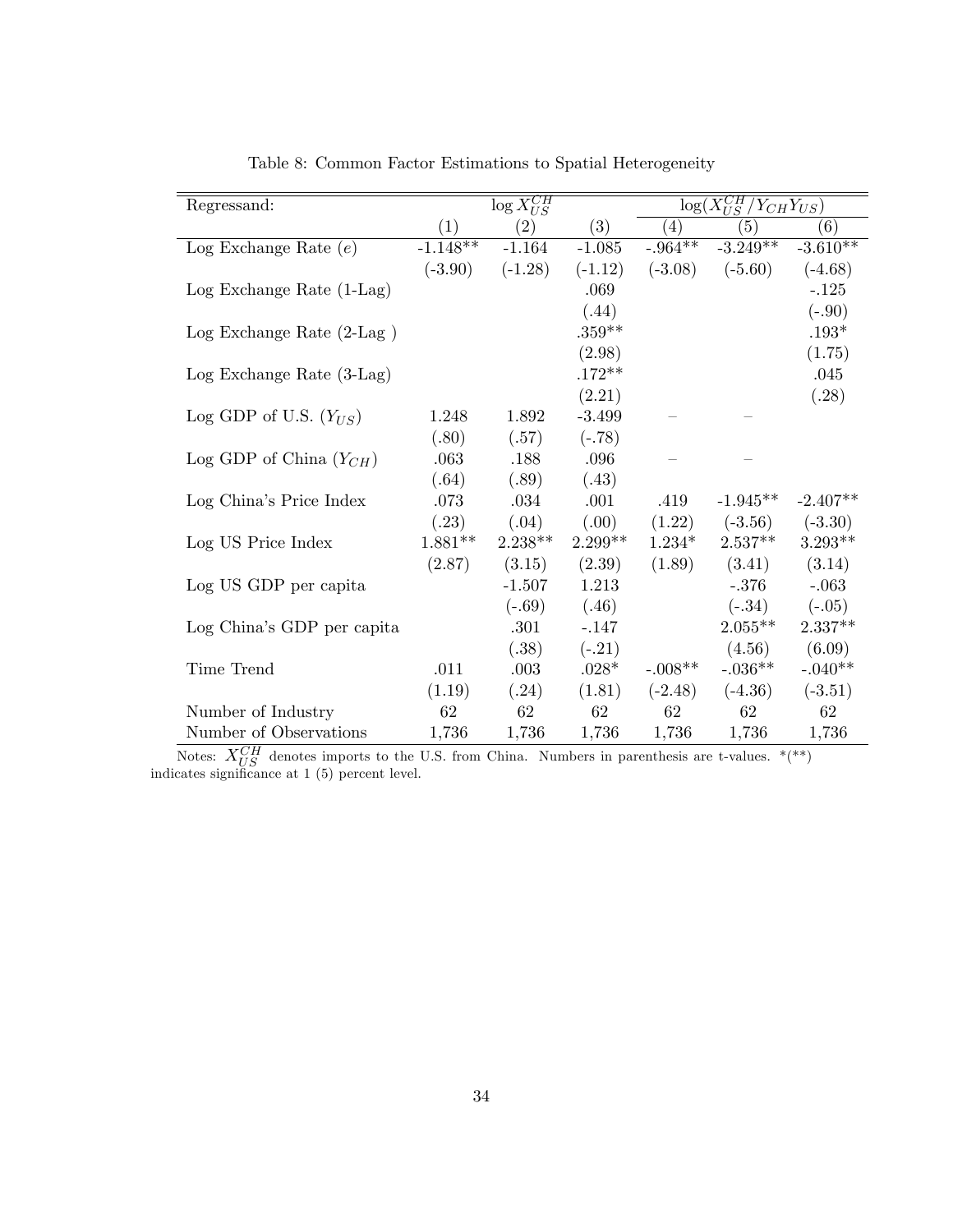Table 8: Common Factor Estimations to Spatial Heterogeneity

| Regressand: | $\log X_{US}^{CH}$ | | | $\log(X_{US}^{CH}/Y_{CH}Y_{US})$ | | |
|---|---|---|---|---|---|---|
| | (1) | (2) | (3) | (4) | (5) | (6) |
| Log Exchange Rate ($e$) | -1.148** | -1.164 | -1.085 | -.964** | -3.249** | -3.610** |
| | (-3.90) | (-1.28) | (-1.12) | (-3.08) | (-5.60) | (-4.68) |
| Log Exchange Rate (1-Lag) | | | .069 | | | -.125 |
| | | | (.44) | | | (-.90) |
| Log Exchange Rate (2-Lag ) | | | .359** | | | .193* |
| | | | (2.98) | | | (1.75) |
| Log Exchange Rate (3-Lag) | | | .172** | | | .045 |
| | | | (2.21) | | | (.28) |
| Log GDP of U.S. ($Y_{US}$) | 1.248 | 1.892 | -3.499 | – | – | |
| | (.80) | (.57) | (-.78) | | | |
| Log GDP of China ($Y_{CH}$) | .063 | .188 | .096 | – | – | |
| | (.64) | (.89) | (.43) | | | |
| Log China's Price Index | .073 | .034 | .001 | .419 | -1.945** | -2.407** |
| | (.23) | (.04) | (.00) | (1.22) | (-3.56) | (-3.30) |
| Log US Price Index | 1.881** | 2.238** | 2.299** | 1.234* | 2.537** | 3.293** |
| | (2.87) | (3.15) | (2.39) | (1.89) | (3.41) | (3.14) |
| Log US GDP per capita | | -1.507 | 1.213 | | -.376 | -.063 |
| | | (-.69) | (.46) | | (-.34) | (-.05) |
| Log China's GDP per capita | | .301 | -.147 | | 2.055** | 2.337** |
| | | (.38) | (-.21) | | (4.56) | (6.09) |
| Time Trend | .011 | .003 | .028* | -.008** | -.036** | -.040** |
| | (1.19) | (.24) | (1.81) | (-2.48) | (-4.36) | (-3.51) |
| Number of Industry | 62 | 62 | 62 | 62 | 62 | 62 |
| Number of Observations | 1,736 | 1,736 | 1,736 | 1,736 | 1,736 | 1,736 |

Notes: $X_{US}^{CH}$ denotes imports to the U.S. from China. Numbers in parenthesis are t-values. *(**) indicates significance at 1 (5) percent level.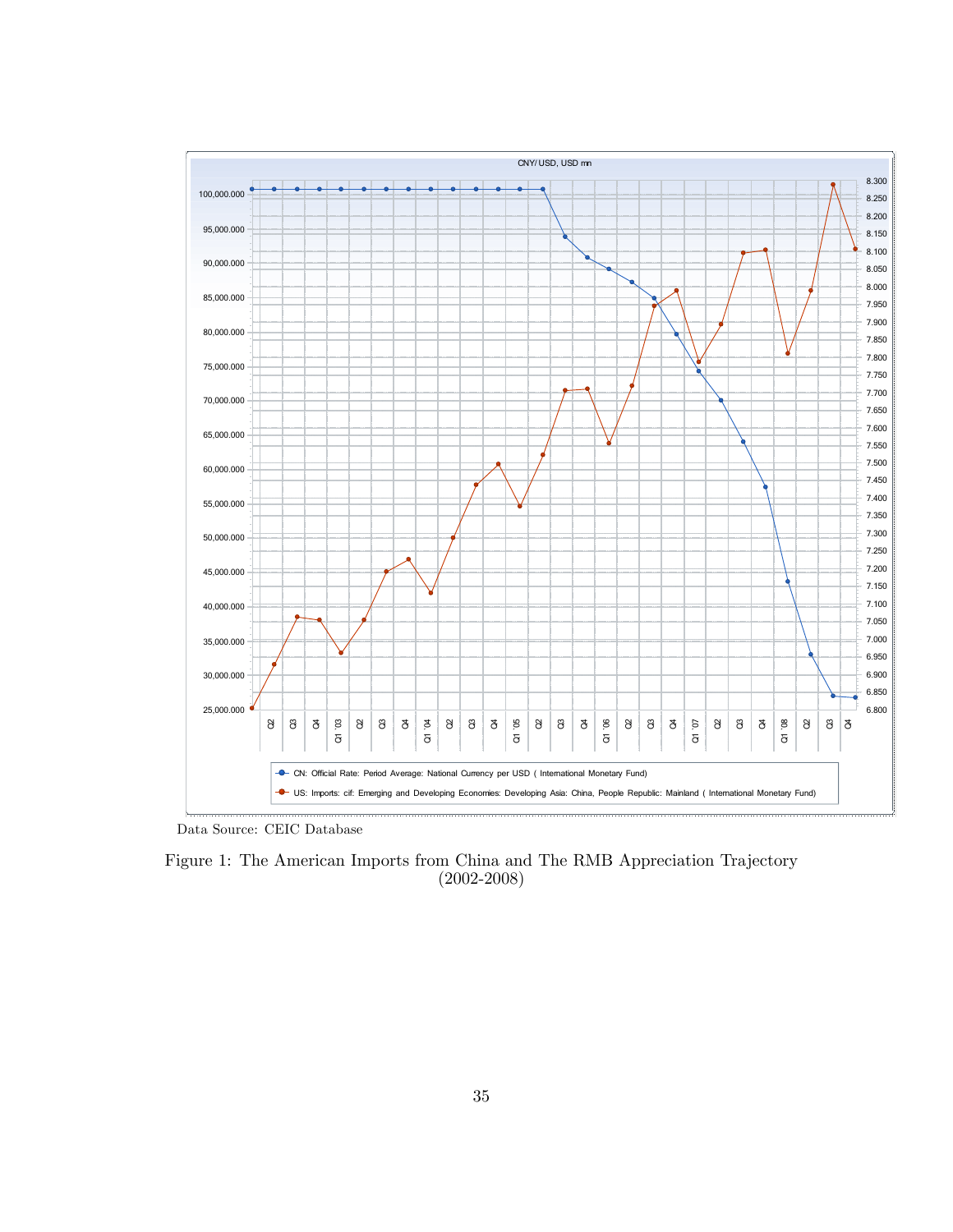Data Source: CEIC Database

Figure 1: The American Imports from China and The RMB Appreciation Trajectory (2002-2008)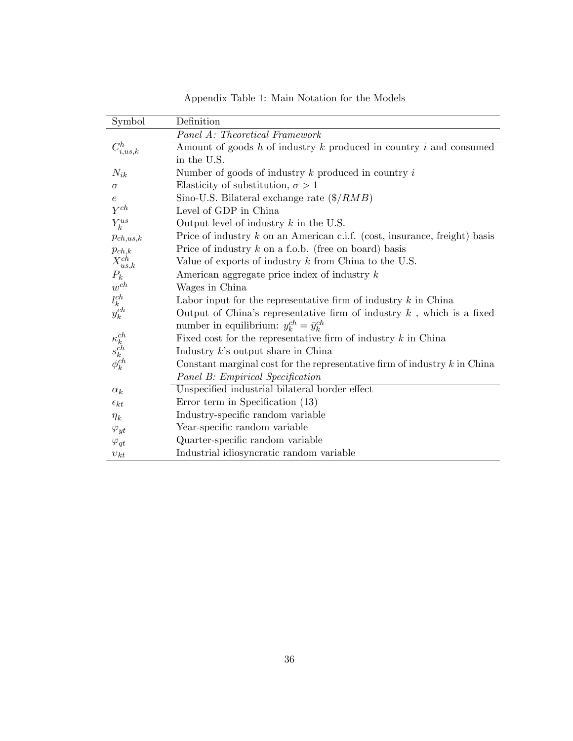Appendix Table 1: Main Notation for the Models

| Symbol | Definition |
|---|---|
| | *Panel A: Theoretical Framework* |
| $C^h_{i,us,k}$ | Amount of goods $h$ of industry $k$ produced in country $i$ and consumed in the U.S. |
| $N_{ik}$ | Number of goods of industry $k$ produced in country $i$ |
| $\sigma$ | Elasticity of substitution, $\sigma > 1$ |
| $e$ | Sino-U.S. Bilateral exchange rate ($\$/RMB$) |
| $Y^{ch}$ | Level of GDP in China |
| $Y^{us}_k$ | Output level of industry $k$ in the U.S. |
| $p_{ch,us,k}$ | Price of industry $k$ on an American c.i.f. (cost, insurance, freight) basis |
| $p_{ch,k}$ | Price of industry $k$ on a f.o.b. (free on board) basis |
| $X^{ch}_{us,k}$ | Value of exports of industry $k$ from China to the U.S. |
| $P_k$ | American aggregate price index of industry $k$ |
| $w^{ch}$ | Wages in China |
| $l^{ch}_k$ | Labor input for the representative firm of industry $k$ in China |
| $y^{ch}_k$ | Output of China's representative firm of industry $k$ , which is a fixed number in equilibrium: $y^{ch}_k = \bar{y}^{ch}_k$ |
| $\kappa^{ch}_k$ | Fixed cost for the representative firm of industry $k$ in China |
| $s^{ch}_k$ | Industry $k$'s output share in China |
| $\phi^{ch}_k$ | Constant marginal cost for the representative firm of industry $k$ in China |
| | *Panel B: Empirical Specification* |
| $\alpha_k$ | Unspecified industrial bilateral border effect |
| $\epsilon_{kt}$ | Error term in Specification (13) |
| $\eta_k$ | Industry-specific random variable |
| $\varphi_{yt}$ | Year-specific random variable |
| $\varphi_{qt}$ | Quarter-specific random variable |
| $\upsilon_{kt}$ | Industrial idiosyncratic random variable |